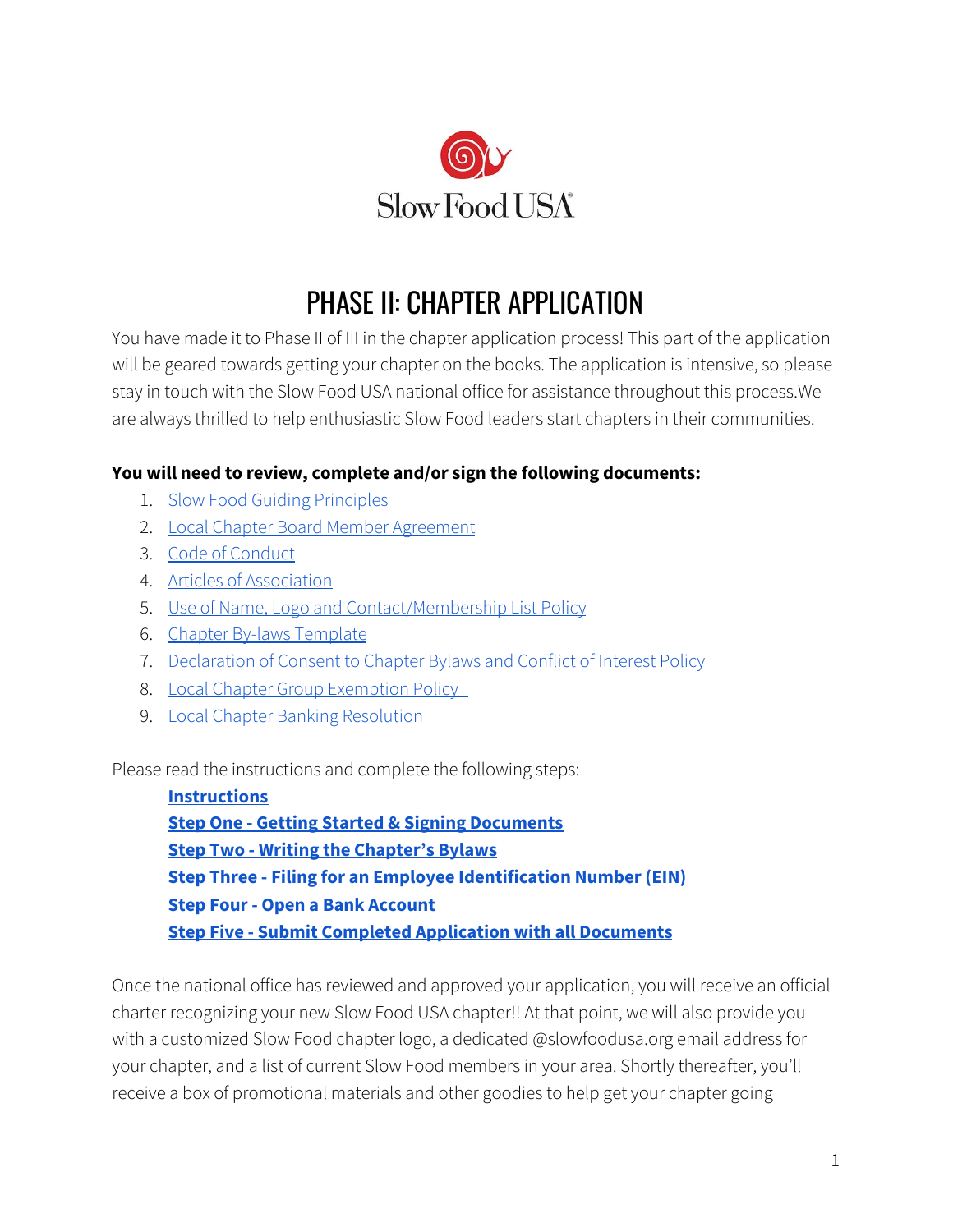Slow Food USA

# PHASE II: CHAPTER APPLICATION

You have made it to Phase II of III in the chapter application process! This part of the application will be geared towards getting your chapter on the books. The application is intensive, so please stay in touch with the Slow Food USA national office for assistance throughout this process.We are always thrilled to help enthusiastic Slow Food leaders start chapters in their communities.

**You will need to review, complete and/or sign the following documents:**

1. Slow Food Guiding Principles
2. Local Chapter Board Member Agreement
3. Code of Conduct
4. Articles of Association
5. Use of Name, Logo and Contact/Membership List Policy
6. Chapter By-laws Template
7. Declaration of Consent to Chapter Bylaws and Conflict of Interest Policy
8. Local Chapter Group Exemption Policy
9. Local Chapter Banking Resolution

Please read the instructions and complete the following steps:

**Instructions**
**Step One - Getting Started & Signing Documents**
**Step Two - Writing the Chapter's Bylaws**
**Step Three - Filing for an Employee Identification Number (EIN)**
**Step Four - Open a Bank Account**
**Step Five - Submit Completed Application with all Documents**

Once the national office has reviewed and approved your application, you will receive an official charter recognizing your new Slow Food USA chapter!! At that point, we will also provide you with a customized Slow Food chapter logo, a dedicated @slowfoodusa.org email address for your chapter, and a list of current Slow Food members in your area. Shortly thereafter, you'll receive a box of promotional materials and other goodies to help get your chapter going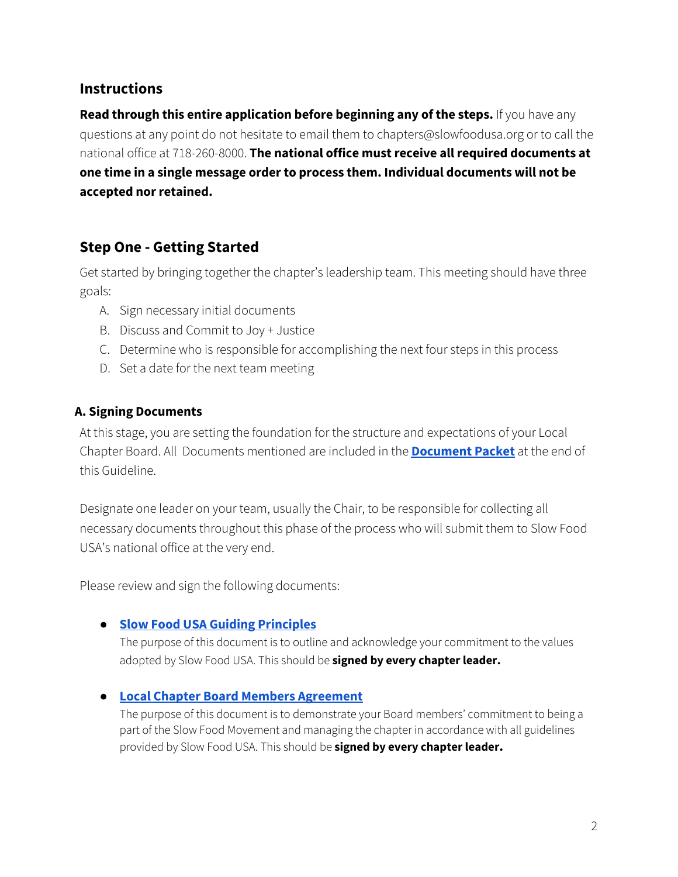## Instructions

**Read through this entire application before beginning any of the steps.** If you have any questions at any point do not hesitate to email them to chapters@slowfoodusa.org or to call the national office at 718-260-8000. **The national office must receive all required documents at one time in a single message order to process them. Individual documents will not be accepted nor retained.**

## Step One - Getting Started

Get started by bringing together the chapter's leadership team. This meeting should have three goals:

A. Sign necessary initial documents
B. Discuss and Commit to Joy + Justice
C. Determine who is responsible for accomplishing the next four steps in this process
D. Set a date for the next team meeting

### A. Signing Documents

At this stage, you are setting the foundation for the structure and expectations of your Local Chapter Board. All Documents mentioned are included in the **Document Packet** at the end of this Guideline.

Designate one leader on your team, usually the Chair, to be responsible for collecting all necessary documents throughout this phase of the process who will submit them to Slow Food USA's national office at the very end.

Please review and sign the following documents:

- **Slow Food USA Guiding Principles**
  The purpose of this document is to outline and acknowledge your commitment to the values adopted by Slow Food USA. This should be **signed by every chapter leader.**

- **Local Chapter Board Members Agreement**
  The purpose of this document is to demonstrate your Board members' commitment to being a part of the Slow Food Movement and managing the chapter in accordance with all guidelines provided by Slow Food USA. This should be **signed by every chapter leader.**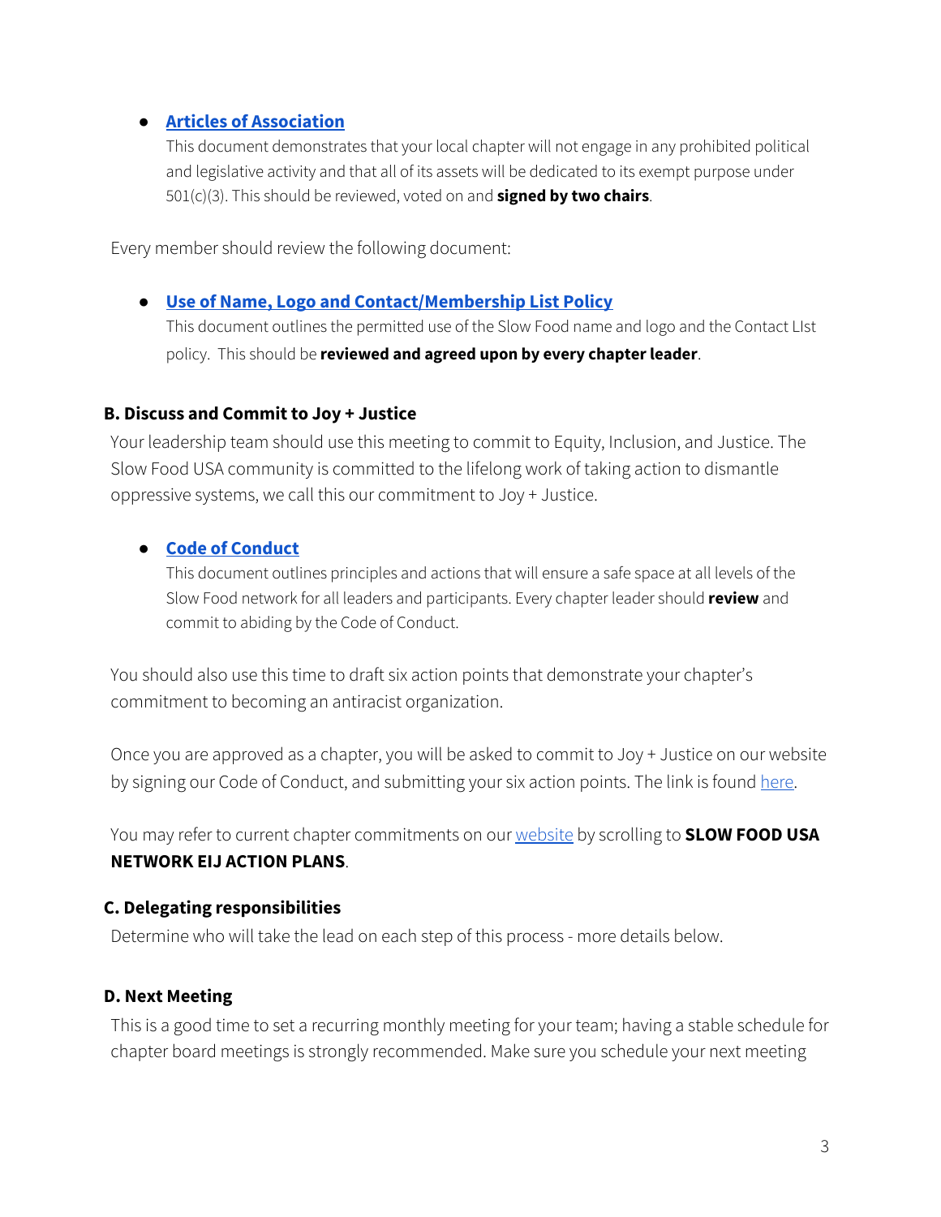- **[Articles of Association]()**
  This document demonstrates that your local chapter will not engage in any prohibited political and legislative activity and that all of its assets will be dedicated to its exempt purpose under 501(c)(3). This should be reviewed, voted on and **signed by two chairs**.

Every member should review the following document:

- **[Use of Name, Logo and Contact/Membership List Policy]()**
  This document outlines the permitted use of the Slow Food name and logo and the Contact LIst policy. This should be **reviewed and agreed upon by every chapter leader**.

### B. Discuss and Commit to Joy + Justice

Your leadership team should use this meeting to commit to Equity, Inclusion, and Justice. The Slow Food USA community is committed to the lifelong work of taking action to dismantle oppressive systems, we call this our commitment to Joy + Justice.

- **[Code of Conduct]()**
  This document outlines principles and actions that will ensure a safe space at all levels of the Slow Food network for all leaders and participants. Every chapter leader should **review** and commit to abiding by the Code of Conduct.

You should also use this time to draft six action points that demonstrate your chapter's commitment to becoming an antiracist organization.

Once you are approved as a chapter, you will be asked to commit to Joy + Justice on our website by signing our Code of Conduct, and submitting your six action points. The link is found [here]().

You may refer to current chapter commitments on our [website]() by scrolling to **SLOW FOOD USA NETWORK EIJ ACTION PLANS**.

### C. Delegating responsibilities

Determine who will take the lead on each step of this process - more details below.

### D. Next Meeting

This is a good time to set a recurring monthly meeting for your team; having a stable schedule for chapter board meetings is strongly recommended. Make sure you schedule your next meeting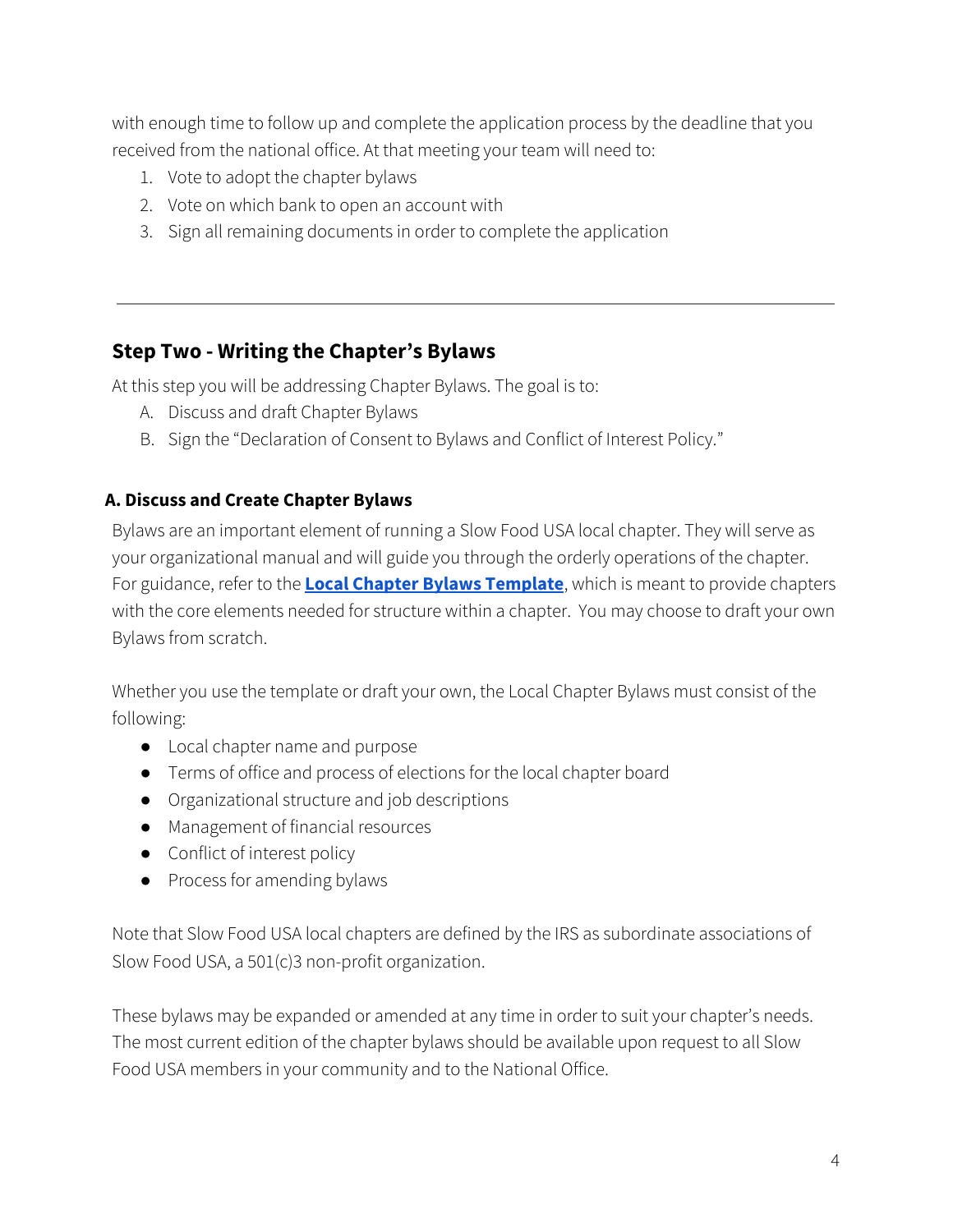with enough time to follow up and complete the application process by the deadline that you received from the national office. At that meeting your team will need to:

1. Vote to adopt the chapter bylaws
2. Vote on which bank to open an account with
3. Sign all remaining documents in order to complete the application

---

## Step Two - Writing the Chapter's Bylaws

At this step you will be addressing Chapter Bylaws. The goal is to:

A. Discuss and draft Chapter Bylaws
B. Sign the "Declaration of Consent to Bylaws and Conflict of Interest Policy."

### A. Discuss and Create Chapter Bylaws

Bylaws are an important element of running a Slow Food USA local chapter. They will serve as your organizational manual and will guide you through the orderly operations of the chapter. For guidance, refer to the **Local Chapter Bylaws Template**, which is meant to provide chapters with the core elements needed for structure within a chapter. You may choose to draft your own Bylaws from scratch.

Whether you use the template or draft your own, the Local Chapter Bylaws must consist of the following:

- Local chapter name and purpose
- Terms of office and process of elections for the local chapter board
- Organizational structure and job descriptions
- Management of financial resources
- Conflict of interest policy
- Process for amending bylaws

Note that Slow Food USA local chapters are defined by the IRS as subordinate associations of Slow Food USA, a 501(c)3 non-profit organization.

These bylaws may be expanded or amended at any time in order to suit your chapter's needs. The most current edition of the chapter bylaws should be available upon request to all Slow Food USA members in your community and to the National Office.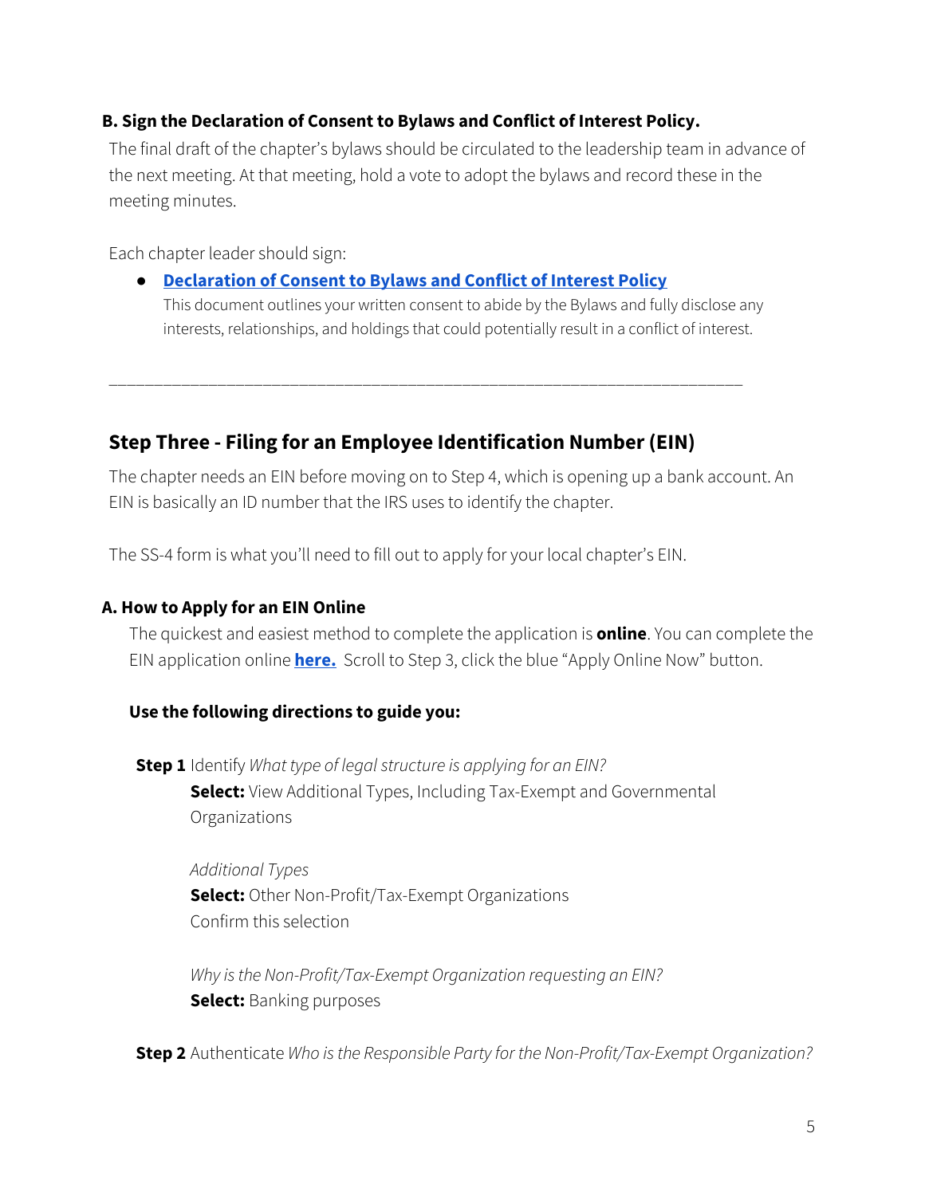### B. Sign the Declaration of Consent to Bylaws and Conflict of Interest Policy.

The final draft of the chapter's bylaws should be circulated to the leadership team in advance of the next meeting. At that meeting, hold a vote to adopt the bylaws and record these in the meeting minutes.

Each chapter leader should sign:

- **Declaration of Consent to Bylaws and Conflict of Interest Policy**
  This document outlines your written consent to abide by the Bylaws and fully disclose any interests, relationships, and holdings that could potentially result in a conflict of interest.

---

## Step Three - Filing for an Employee Identification Number (EIN)

The chapter needs an EIN before moving on to Step 4, which is opening up a bank account. An EIN is basically an ID number that the IRS uses to identify the chapter.

The SS-4 form is what you'll need to fill out to apply for your local chapter's EIN.

### A. How to Apply for an EIN Online

The quickest and easiest method to complete the application is **online**. You can complete the EIN application online **here.** Scroll to Step 3, click the blue "Apply Online Now" button.

**Use the following directions to guide you:**

**Step 1** Identify *What type of legal structure is applying for an EIN?*
**Select:** View Additional Types, Including Tax-Exempt and Governmental Organizations

*Additional Types*
**Select:** Other Non-Profit/Tax-Exempt Organizations
Confirm this selection

*Why is the Non-Profit/Tax-Exempt Organization requesting an EIN?*
**Select:** Banking purposes

**Step 2** Authenticate *Who is the Responsible Party for the Non-Profit/Tax-Exempt Organization?*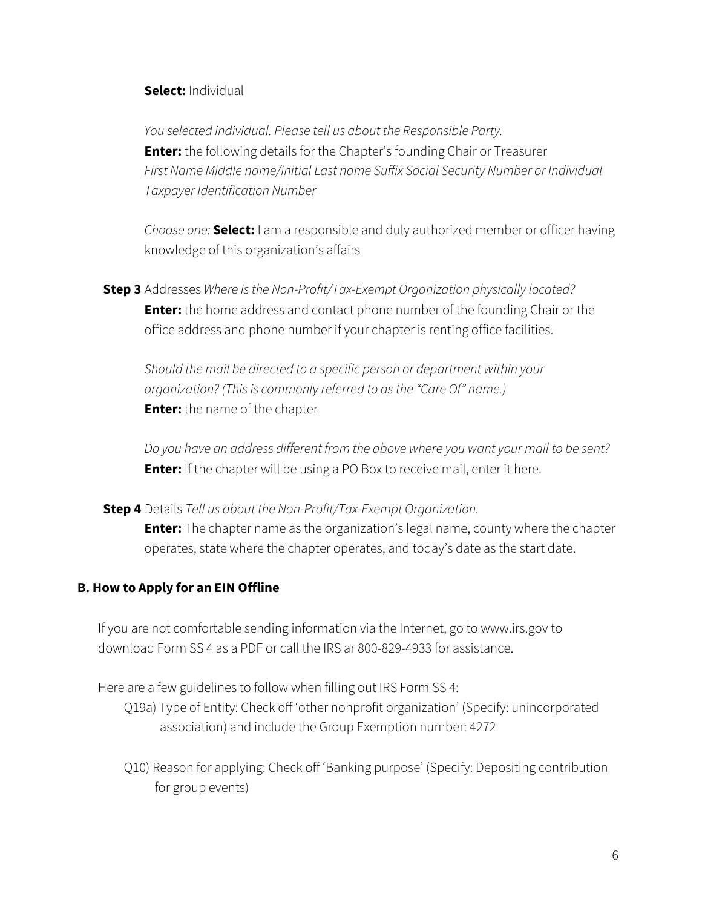**Select:** Individual

*You selected individual. Please tell us about the Responsible Party.*
**Enter:** the following details for the Chapter's founding Chair or Treasurer
*First Name Middle name/initial Last name Suffix Social Security Number or Individual Taxpayer Identification Number*

*Choose one:* **Select:** I am a responsible and duly authorized member or officer having knowledge of this organization's affairs

**Step 3** Addresses *Where is the Non-Profit/Tax-Exempt Organization physically located?*
**Enter:** the home address and contact phone number of the founding Chair or the office address and phone number if your chapter is renting office facilities.

*Should the mail be directed to a specific person or department within your organization? (This is commonly referred to as the "Care Of" name.)*
**Enter:** the name of the chapter

*Do you have an address different from the above where you want your mail to be sent?*
**Enter:** If the chapter will be using a PO Box to receive mail, enter it here.

**Step 4** Details *Tell us about the Non-Profit/Tax-Exempt Organization.*
**Enter:** The chapter name as the organization's legal name, county where the chapter operates, state where the chapter operates, and today's date as the start date.

### B. How to Apply for an EIN Offline

If you are not comfortable sending information via the Internet, go to www.irs.gov to download Form SS 4 as a PDF or call the IRS ar 800-829-4933 for assistance.

Here are a few guidelines to follow when filling out IRS Form SS 4:

Q19a) Type of Entity: Check off 'other nonprofit organization' (Specify: unincorporated association) and include the Group Exemption number: 4272

Q10) Reason for applying: Check off 'Banking purpose' (Specify: Depositing contribution for group events)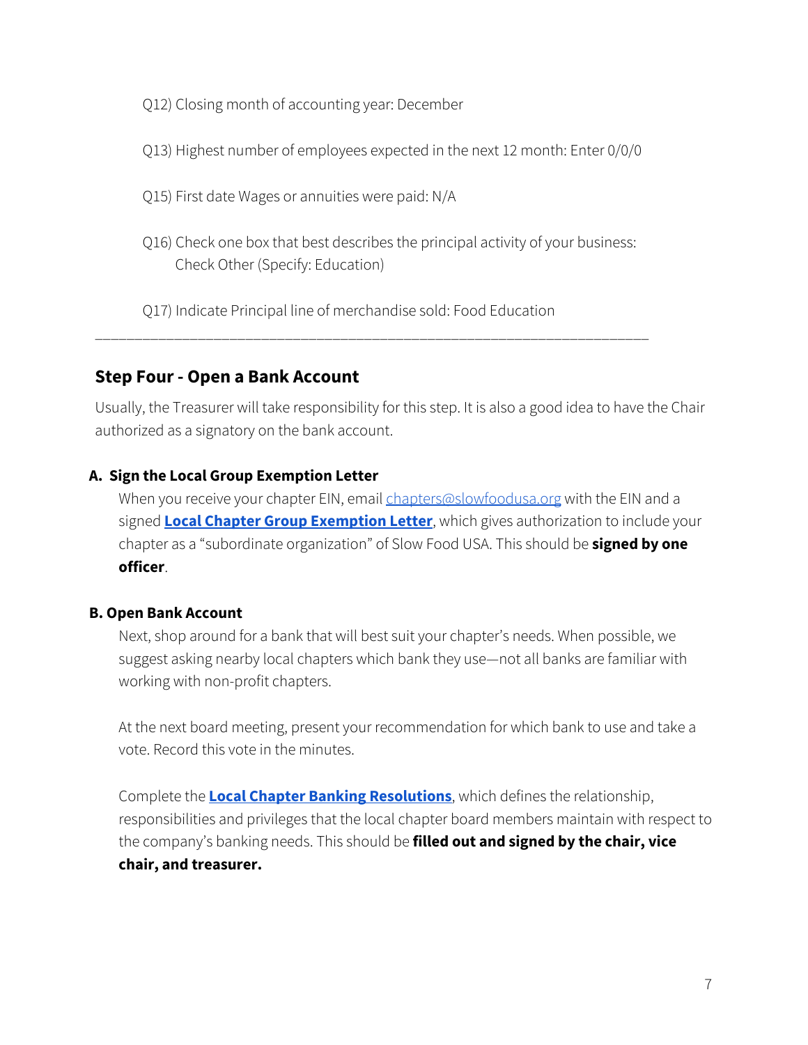Q12) Closing month of accounting year: December

Q13) Highest number of employees expected in the next 12 month: Enter 0/0/0

Q15) First date Wages or annuities were paid: N/A

Q16) Check one box that best describes the principal activity of your business: Check Other (Specify: Education)

Q17) Indicate Principal line of merchandise sold: Food Education

---

## Step Four - Open a Bank Account

Usually, the Treasurer will take responsibility for this step. It is also a good idea to have the Chair authorized as a signatory on the bank account.

### A. Sign the Local Group Exemption Letter

When you receive your chapter EIN, email chapters@slowfoodusa.org with the EIN and a signed **Local Chapter Group Exemption Letter**, which gives authorization to include your chapter as a "subordinate organization" of Slow Food USA. This should be **signed by one officer**.

### B. Open Bank Account

Next, shop around for a bank that will best suit your chapter's needs. When possible, we suggest asking nearby local chapters which bank they use—not all banks are familiar with working with non-profit chapters.

At the next board meeting, present your recommendation for which bank to use and take a vote. Record this vote in the minutes.

Complete the **Local Chapter Banking Resolutions**, which defines the relationship, responsibilities and privileges that the local chapter board members maintain with respect to the company's banking needs. This should be **filled out and signed by the chair, vice chair, and treasurer.**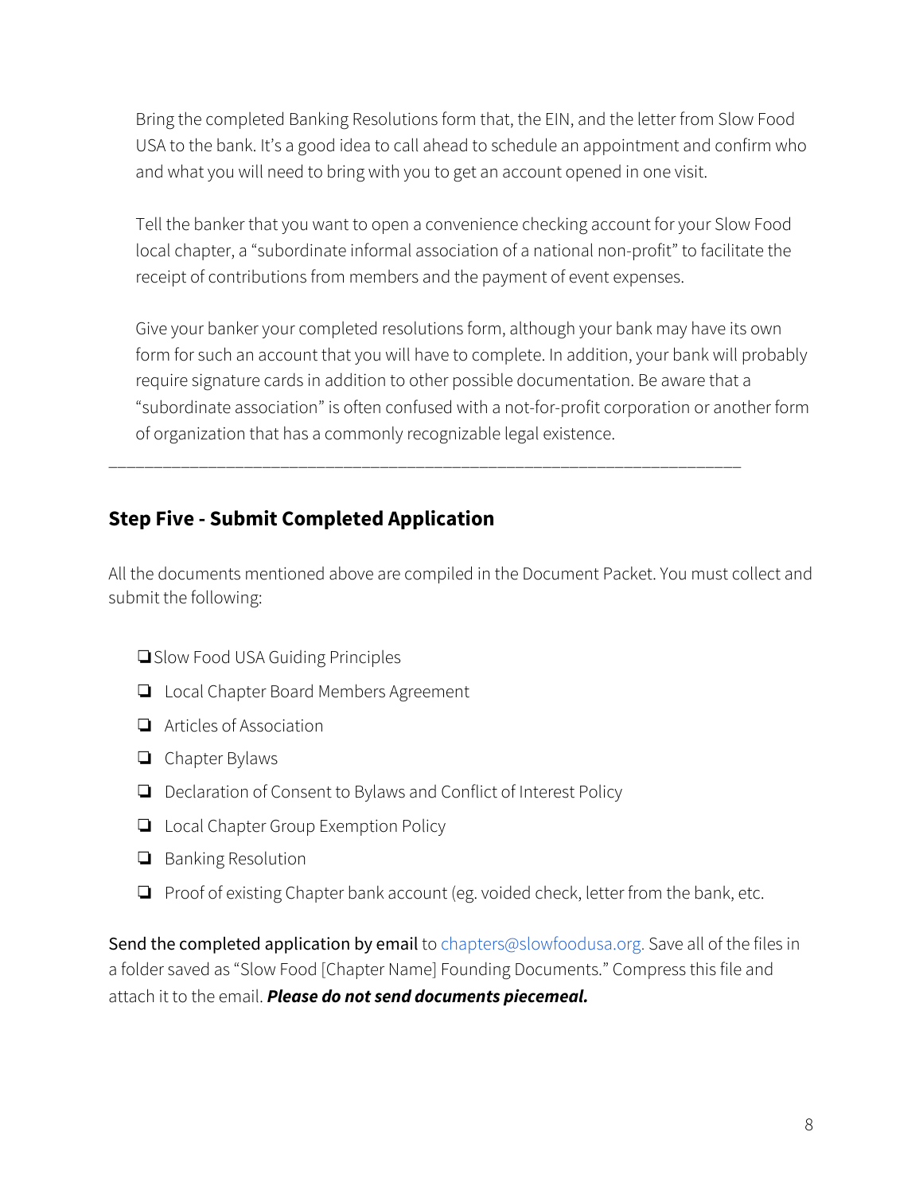Bring the completed Banking Resolutions form that, the EIN, and the letter from Slow Food USA to the bank. It's a good idea to call ahead to schedule an appointment and confirm who and what you will need to bring with you to get an account opened in one visit.

Tell the banker that you want to open a convenience checking account for your Slow Food local chapter, a "subordinate informal association of a national non-profit" to facilitate the receipt of contributions from members and the payment of event expenses.

Give your banker your completed resolutions form, although your bank may have its own form for such an account that you will have to complete. In addition, your bank will probably require signature cards in addition to other possible documentation. Be aware that a "subordinate association" is often confused with a not-for-profit corporation or another form of organization that has a commonly recognizable legal existence.

---

## Step Five - Submit Completed Application

All the documents mentioned above are compiled in the Document Packet. You must collect and submit the following:

- ❏ Slow Food USA Guiding Principles
- ❏ Local Chapter Board Members Agreement
- ❏ Articles of Association
- ❏ Chapter Bylaws
- ❏ Declaration of Consent to Bylaws and Conflict of Interest Policy
- ❏ Local Chapter Group Exemption Policy
- ❏ Banking Resolution
- ❏ Proof of existing Chapter bank account (eg. voided check, letter from the bank, etc.

Send the completed application by email to chapters@slowfoodusa.org. Save all of the files in a folder saved as "Slow Food [Chapter Name] Founding Documents." Compress this file and attach it to the email. ***Please do not send documents piecemeal.***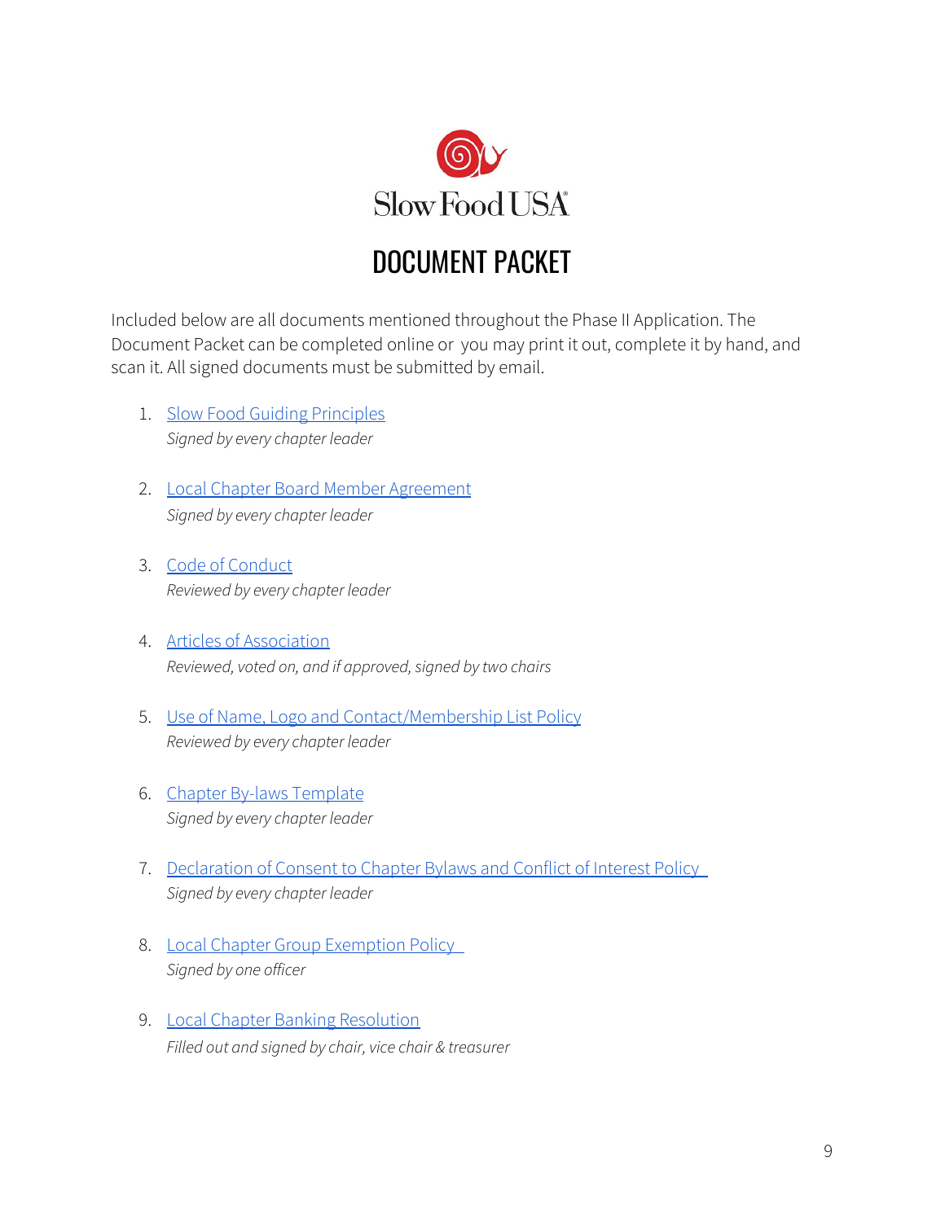Slow Food USA

# DOCUMENT PACKET

Included below are all documents mentioned throughout the Phase II Application. The Document Packet can be completed online or you may print it out, complete it by hand, and scan it. All signed documents must be submitted by email.

1. Slow Food Guiding Principles
   *Signed by every chapter leader*

2. Local Chapter Board Member Agreement
   *Signed by every chapter leader*

3. Code of Conduct
   *Reviewed by every chapter leader*

4. Articles of Association
   *Reviewed, voted on, and if approved, signed by two chairs*

5. Use of Name, Logo and Contact/Membership List Policy
   *Reviewed by every chapter leader*

6. Chapter By-laws Template
   *Signed by every chapter leader*

7. Declaration of Consent to Chapter Bylaws and Conflict of Interest Policy
   *Signed by every chapter leader*

8. Local Chapter Group Exemption Policy
   *Signed by one officer*

9. Local Chapter Banking Resolution
   *Filled out and signed by chair, vice chair & treasurer*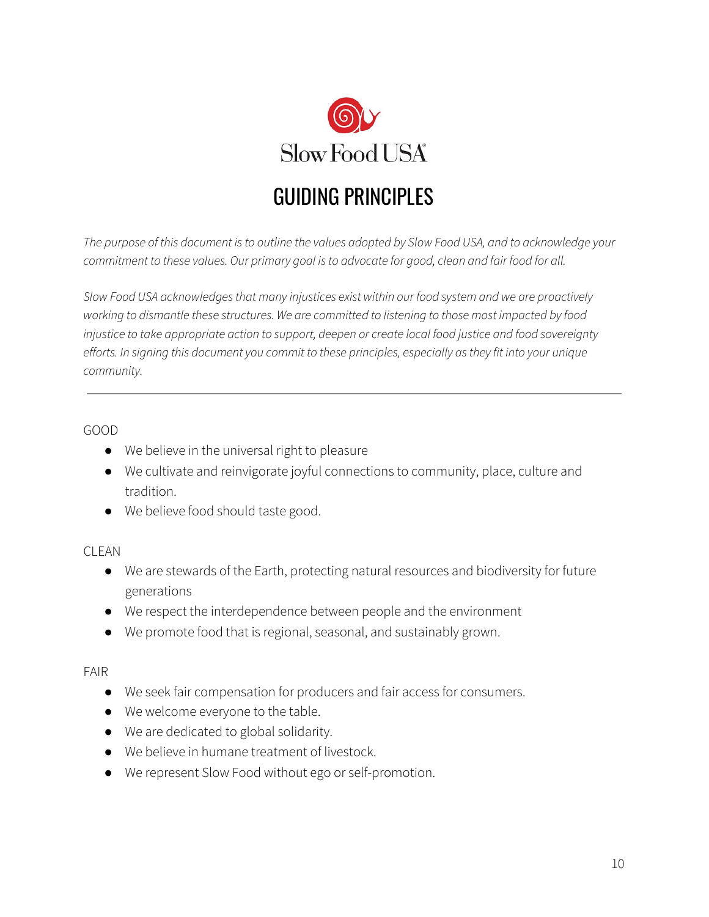Slow Food USA

# GUIDING PRINCIPLES

*The purpose of this document is to outline the values adopted by Slow Food USA, and to acknowledge your commitment to these values. Our primary goal is to advocate for good, clean and fair food for all.*

*Slow Food USA acknowledges that many injustices exist within our food system and we are proactively working to dismantle these structures. We are committed to listening to those most impacted by food injustice to take appropriate action to support, deepen or create local food justice and food sovereignty efforts. In signing this document you commit to these principles, especially as they fit into your unique community.*

---

GOOD

- We believe in the universal right to pleasure
- We cultivate and reinvigorate joyful connections to community, place, culture and tradition.
- We believe food should taste good.

CLEAN

- We are stewards of the Earth, protecting natural resources and biodiversity for future generations
- We respect the interdependence between people and the environment
- We promote food that is regional, seasonal, and sustainably grown.

FAIR

- We seek fair compensation for producers and fair access for consumers.
- We welcome everyone to the table.
- We are dedicated to global solidarity.
- We believe in humane treatment of livestock.
- We represent Slow Food without ego or self-promotion.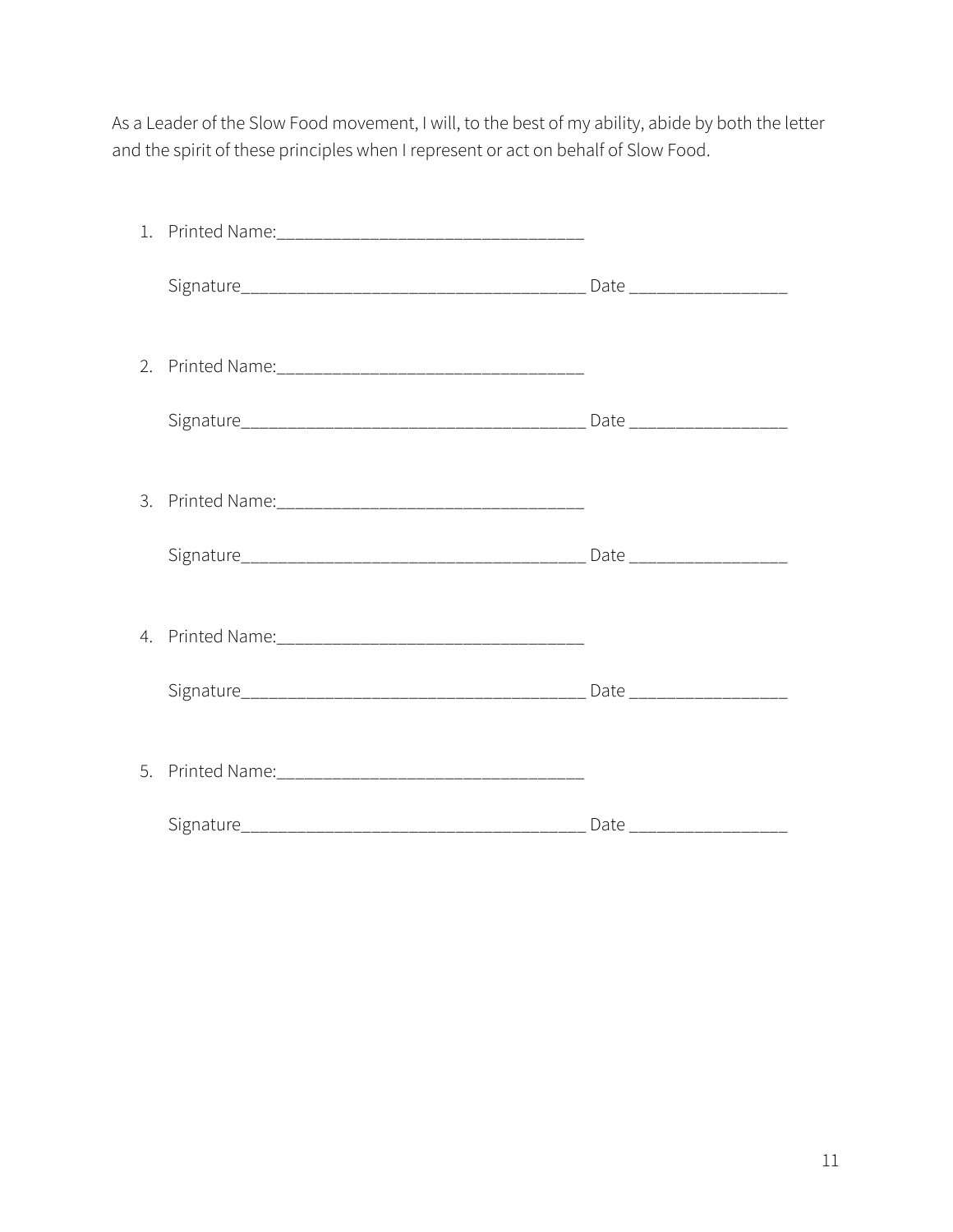As a Leader of the Slow Food movement, I will, to the best of my ability, abide by both the letter and the spirit of these principles when I represent or act on behalf of Slow Food.

1. Printed Name:_________________________________

   Signature____________________________________ Date ________________

2. Printed Name:_________________________________

   Signature____________________________________ Date ________________

3. Printed Name:_________________________________

   Signature____________________________________ Date ________________

4. Printed Name:_________________________________

   Signature____________________________________ Date ________________

5. Printed Name:_________________________________

   Signature____________________________________ Date ________________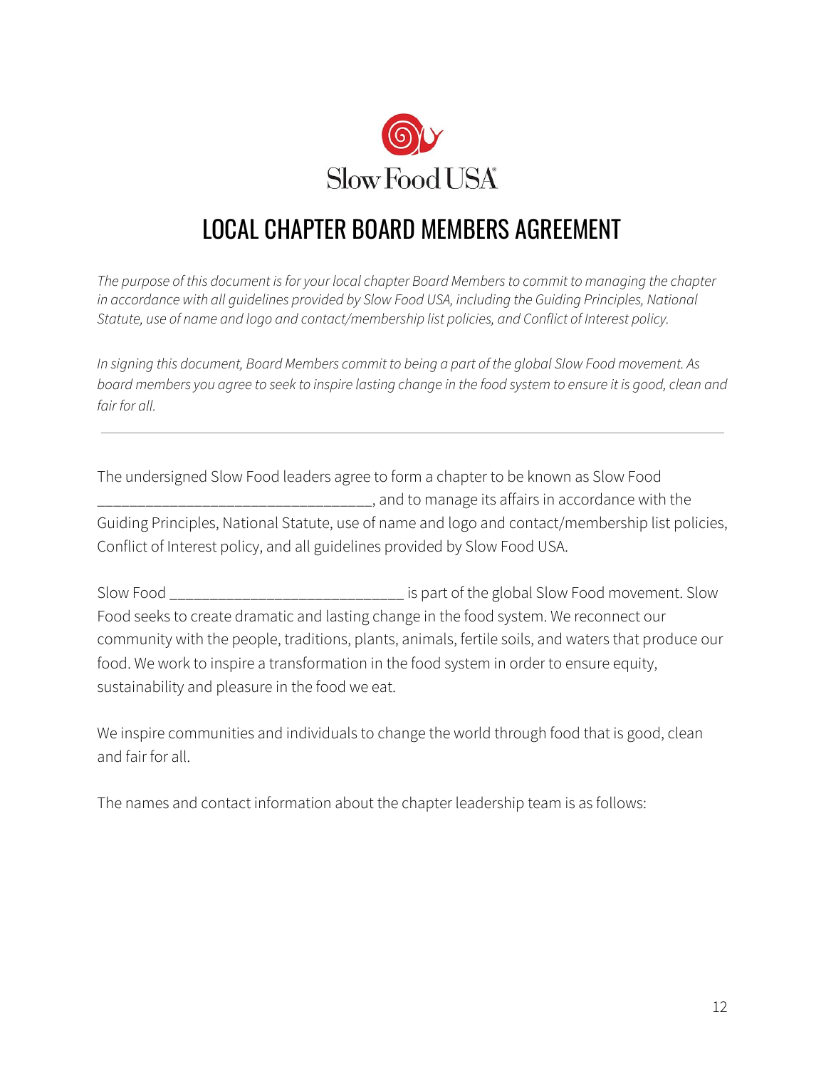Slow Food USA®

# LOCAL CHAPTER BOARD MEMBERS AGREEMENT

*The purpose of this document is for your local chapter Board Members to commit to managing the chapter in accordance with all guidelines provided by Slow Food USA, including the Guiding Principles, National Statute, use of name and logo and contact/membership list policies, and Conflict of Interest policy.*

*In signing this document, Board Members commit to being a part of the global Slow Food movement. As board members you agree to seek to inspire lasting change in the food system to ensure it is good, clean and fair for all.*

---

The undersigned Slow Food leaders agree to form a chapter to be known as Slow Food ________________________________, and to manage its affairs in accordance with the Guiding Principles, National Statute, use of name and logo and contact/membership list policies, Conflict of Interest policy, and all guidelines provided by Slow Food USA.

Slow Food ___________________________ is part of the global Slow Food movement. Slow Food seeks to create dramatic and lasting change in the food system. We reconnect our community with the people, traditions, plants, animals, fertile soils, and waters that produce our food. We work to inspire a transformation in the food system in order to ensure equity, sustainability and pleasure in the food we eat.

We inspire communities and individuals to change the world through food that is good, clean and fair for all.

The names and contact information about the chapter leadership team is as follows: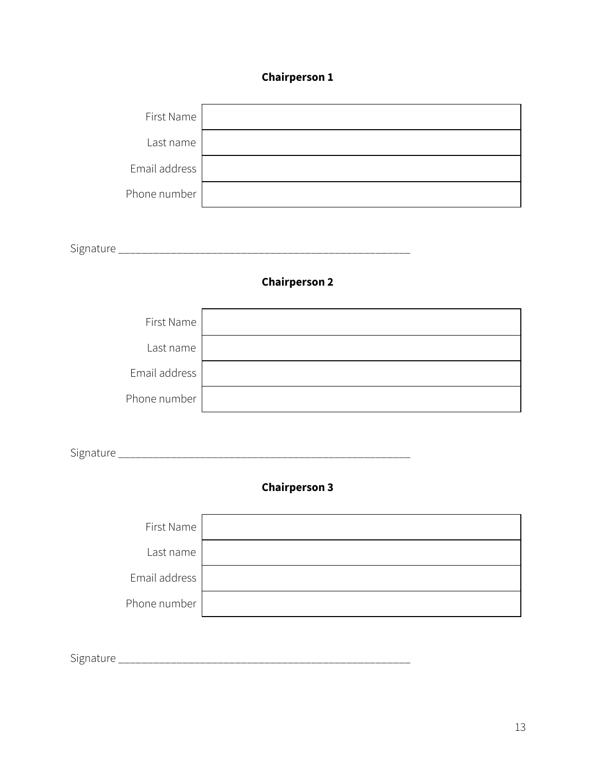**Chairperson 1**

| First Name | |
|---|---|
| Last name | |
| Email address | |
| Phone number | |

Signature ___________________________________________________

**Chairperson 2**

| First Name | |
|---|---|
| Last name | |
| Email address | |
| Phone number | |

Signature ___________________________________________________

**Chairperson 3**

| First Name | |
|---|---|
| Last name | |
| Email address | |
| Phone number | |

Signature ___________________________________________________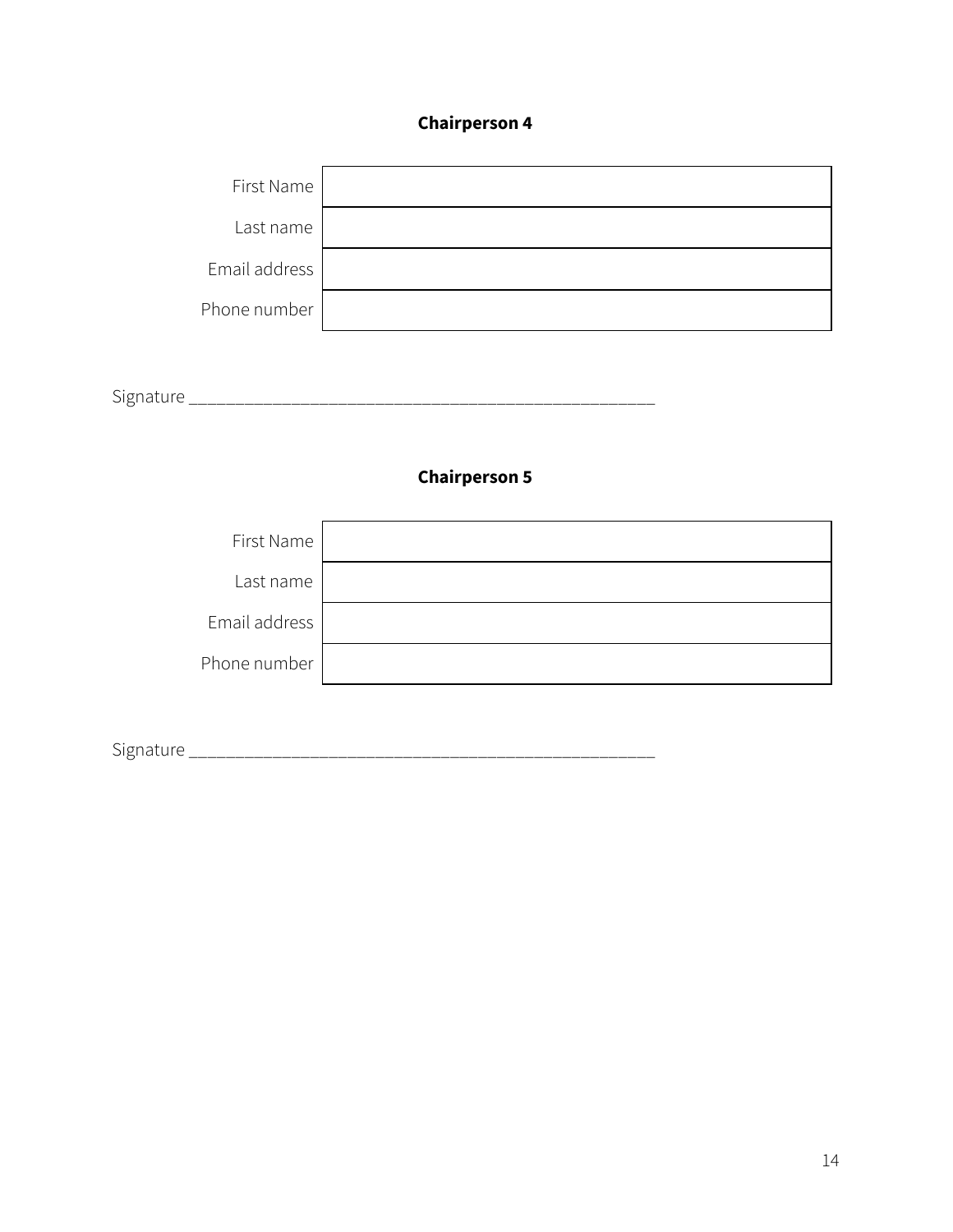**Chairperson 4**

| | |
|---|---|
| First Name | |
| Last name | |
| Email address | |
| Phone number | |

Signature ___________________________________________________

**Chairperson 5**

| | |
|---|---|
| First Name | |
| Last name | |
| Email address | |
| Phone number | |

Signature ___________________________________________________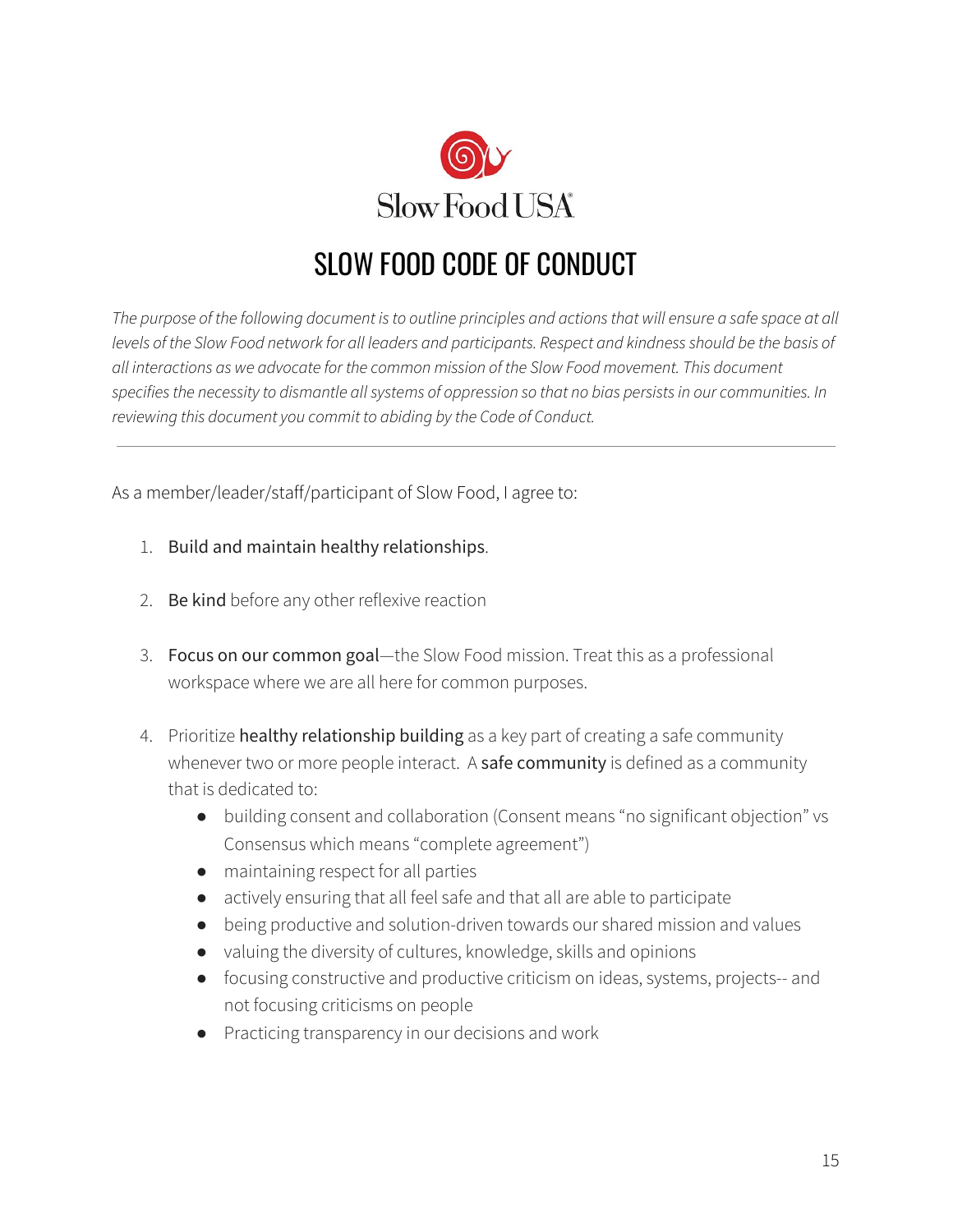Slow Food USA

# SLOW FOOD CODE OF CONDUCT

*The purpose of the following document is to outline principles and actions that will ensure a safe space at all levels of the Slow Food network for all leaders and participants. Respect and kindness should be the basis of all interactions as we advocate for the common mission of the Slow Food movement. This document specifies the necessity to dismantle all systems of oppression so that no bias persists in our communities. In reviewing this document you commit to abiding by the Code of Conduct.*

---

As a member/leader/staff/participant of Slow Food, I agree to:

1. **Build and maintain healthy relationships**.
2. **Be kind** before any other reflexive reaction
3. **Focus on our common goal**—the Slow Food mission. Treat this as a professional workspace where we are all here for common purposes.
4. Prioritize **healthy relationship building** as a key part of creating a safe community whenever two or more people interact. A **safe community** is defined as a community that is dedicated to:
    - building consent and collaboration (Consent means "no significant objection" vs Consensus which means "complete agreement")
    - maintaining respect for all parties
    - actively ensuring that all feel safe and that all are able to participate
    - being productive and solution-driven towards our shared mission and values
    - valuing the diversity of cultures, knowledge, skills and opinions
    - focusing constructive and productive criticism on ideas, systems, projects-- and not focusing criticisms on people
    - Practicing transparency in our decisions and work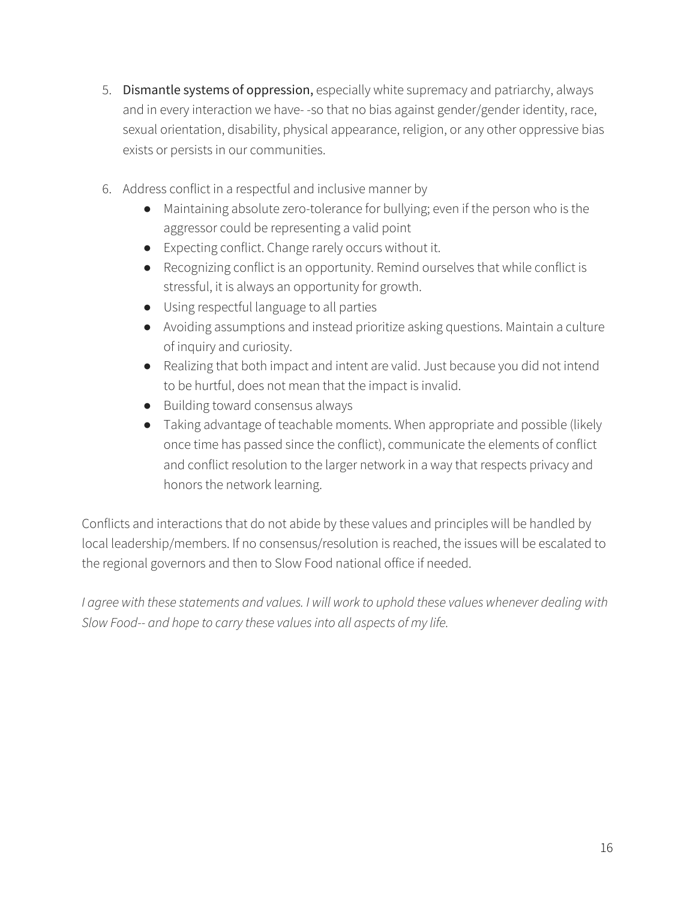5. **Dismantle systems of oppression,** especially white supremacy and patriarchy, always and in every interaction we have- -so that no bias against gender/gender identity, race, sexual orientation, disability, physical appearance, religion, or any other oppressive bias exists or persists in our communities.

6. Address conflict in a respectful and inclusive manner by
   - Maintaining absolute zero-tolerance for bullying; even if the person who is the aggressor could be representing a valid point
   - Expecting conflict. Change rarely occurs without it.
   - Recognizing conflict is an opportunity. Remind ourselves that while conflict is stressful, it is always an opportunity for growth.
   - Using respectful language to all parties
   - Avoiding assumptions and instead prioritize asking questions. Maintain a culture of inquiry and curiosity.
   - Realizing that both impact and intent are valid. Just because you did not intend to be hurtful, does not mean that the impact is invalid.
   - Building toward consensus always
   - Taking advantage of teachable moments. When appropriate and possible (likely once time has passed since the conflict), communicate the elements of conflict and conflict resolution to the larger network in a way that respects privacy and honors the network learning.

Conflicts and interactions that do not abide by these values and principles will be handled by local leadership/members. If no consensus/resolution is reached, the issues will be escalated to the regional governors and then to Slow Food national office if needed.

*I agree with these statements and values. I will work to uphold these values whenever dealing with Slow Food-- and hope to carry these values into all aspects of my life.*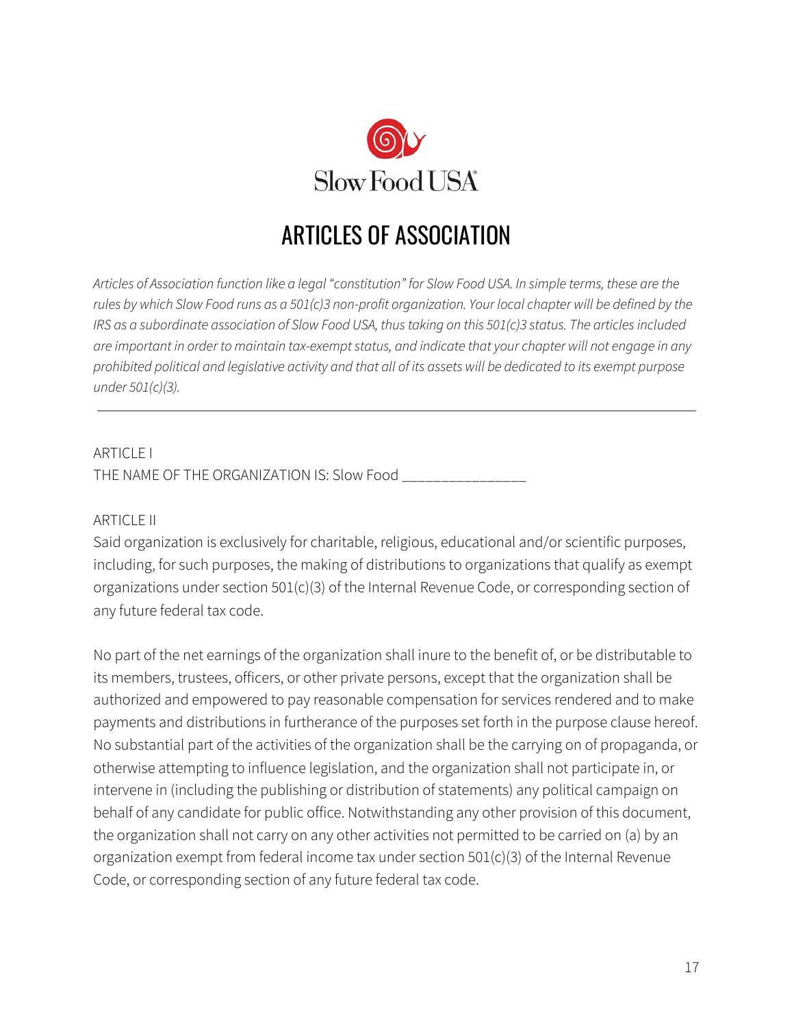Slow Food USA

# ARTICLES OF ASSOCIATION

*Articles of Association function like a legal "constitution" for Slow Food USA. In simple terms, these are the rules by which Slow Food runs as a 501(c)3 non-profit organization. Your local chapter will be defined by the IRS as a subordinate association of Slow Food USA, thus taking on this 501(c)3 status. The articles included are important in order to maintain tax-exempt status, and indicate that your chapter will not engage in any prohibited political and legislative activity and that all of its assets will be dedicated to its exempt purpose under 501(c)(3).*

---

ARTICLE I
THE NAME OF THE ORGANIZATION IS: Slow Food _______________

ARTICLE II
Said organization is exclusively for charitable, religious, educational and/or scientific purposes, including, for such purposes, the making of distributions to organizations that qualify as exempt organizations under section 501(c)(3) of the Internal Revenue Code, or corresponding section of any future federal tax code.

No part of the net earnings of the organization shall inure to the benefit of, or be distributable to its members, trustees, officers, or other private persons, except that the organization shall be authorized and empowered to pay reasonable compensation for services rendered and to make payments and distributions in furtherance of the purposes set forth in the purpose clause hereof. No substantial part of the activities of the organization shall be the carrying on of propaganda, or otherwise attempting to influence legislation, and the organization shall not participate in, or intervene in (including the publishing or distribution of statements) any political campaign on behalf of any candidate for public office. Notwithstanding any other provision of this document, the organization shall not carry on any other activities not permitted to be carried on (a) by an organization exempt from federal income tax under section 501(c)(3) of the Internal Revenue Code, or corresponding section of any future federal tax code.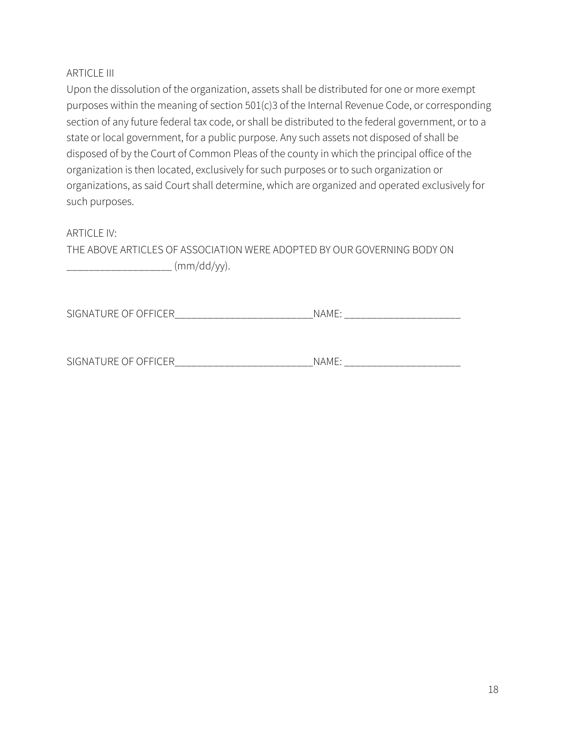ARTICLE III

Upon the dissolution of the organization, assets shall be distributed for one or more exempt purposes within the meaning of section 501(c)3 of the Internal Revenue Code, or corresponding section of any future federal tax code, or shall be distributed to the federal government, or to a state or local government, for a public purpose. Any such assets not disposed of shall be disposed of by the Court of Common Pleas of the county in which the principal office of the organization is then located, exclusively for such purposes or to such organization or organizations, as said Court shall determine, which are organized and operated exclusively for such purposes.

ARTICLE IV:

THE ABOVE ARTICLES OF ASSOCIATION WERE ADOPTED BY OUR GOVERNING BODY ON ___________________ (mm/dd/yy).

SIGNATURE OF OFFICER__________________________NAME: ______________________

SIGNATURE OF OFFICER__________________________NAME: ______________________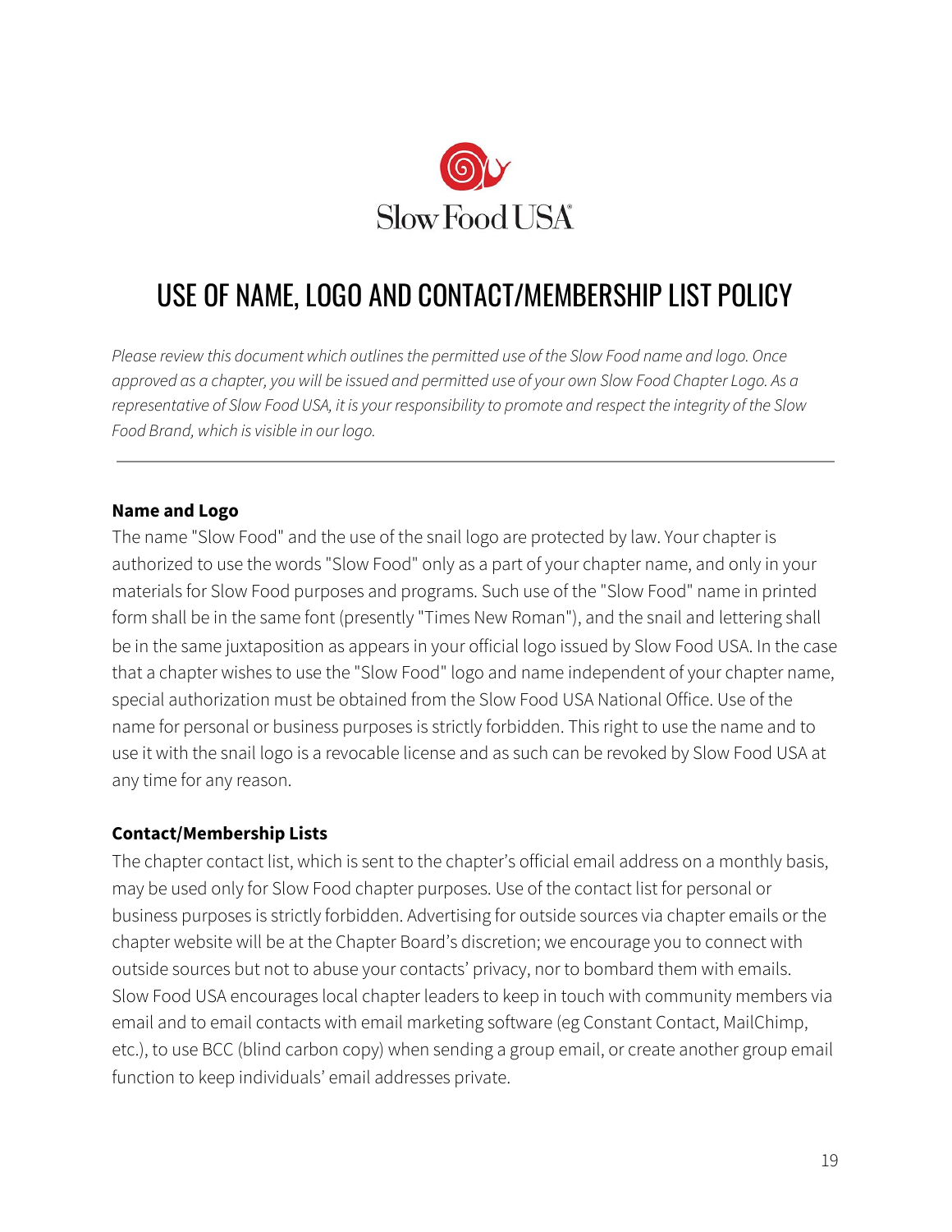# USE OF NAME, LOGO AND CONTACT/MEMBERSHIP LIST POLICY

*Please review this document which outlines the permitted use of the Slow Food name and logo. Once approved as a chapter, you will be issued and permitted use of your own Slow Food Chapter Logo. As a representative of Slow Food USA, it is your responsibility to promote and respect the integrity of the Slow Food Brand, which is visible in our logo.*

---

**Name and Logo**

The name "Slow Food" and the use of the snail logo are protected by law. Your chapter is authorized to use the words "Slow Food" only as a part of your chapter name, and only in your materials for Slow Food purposes and programs. Such use of the "Slow Food" name in printed form shall be in the same font (presently "Times New Roman"), and the snail and lettering shall be in the same juxtaposition as appears in your official logo issued by Slow Food USA. In the case that a chapter wishes to use the "Slow Food" logo and name independent of your chapter name, special authorization must be obtained from the Slow Food USA National Office. Use of the name for personal or business purposes is strictly forbidden. This right to use the name and to use it with the snail logo is a revocable license and as such can be revoked by Slow Food USA at any time for any reason.

**Contact/Membership Lists**

The chapter contact list, which is sent to the chapter's official email address on a monthly basis, may be used only for Slow Food chapter purposes. Use of the contact list for personal or business purposes is strictly forbidden. Advertising for outside sources via chapter emails or the chapter website will be at the Chapter Board's discretion; we encourage you to connect with outside sources but not to abuse your contacts' privacy, nor to bombard them with emails. Slow Food USA encourages local chapter leaders to keep in touch with community members via email and to email contacts with email marketing software (eg Constant Contact, MailChimp, etc.), to use BCC (blind carbon copy) when sending a group email, or create another group email function to keep individuals' email addresses private.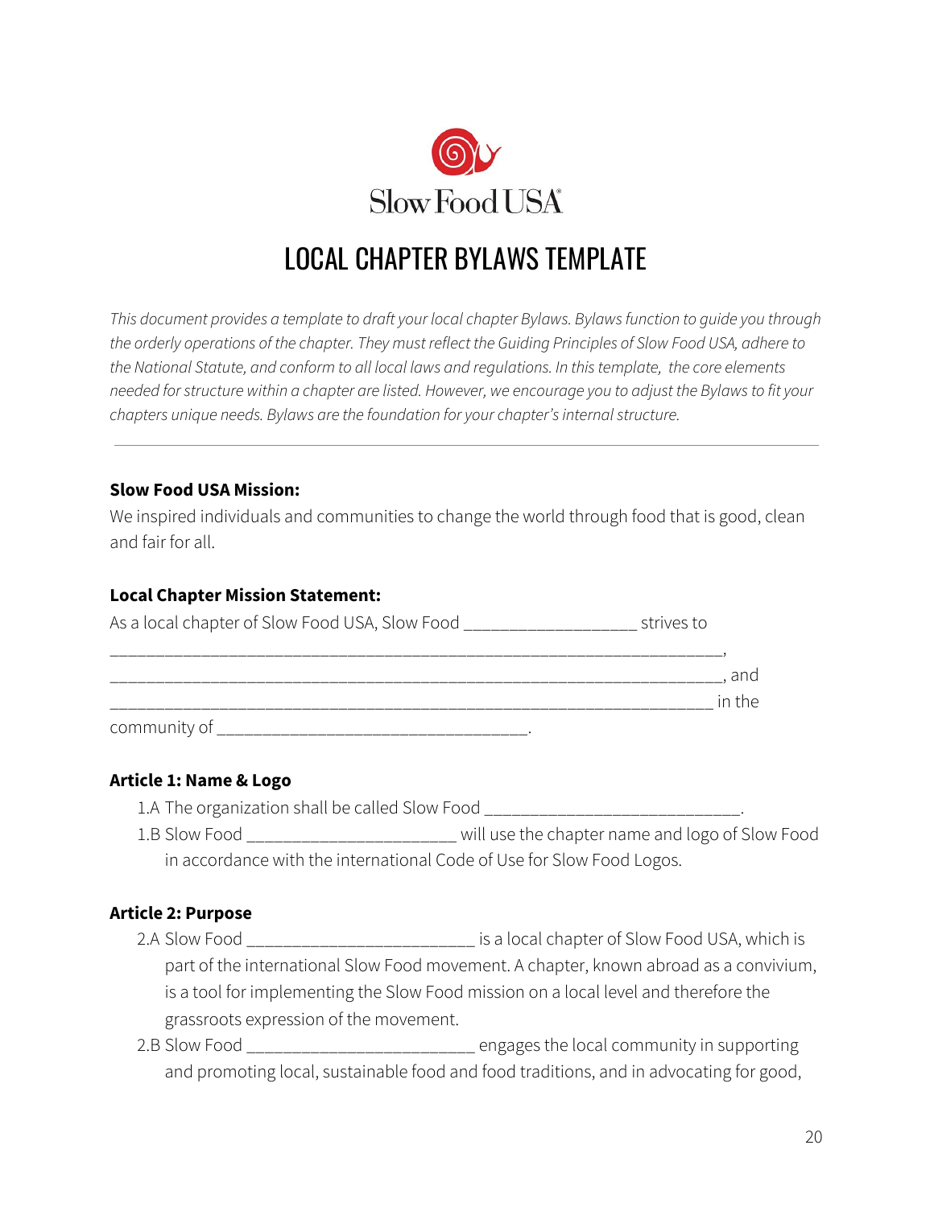Slow Food USA

# LOCAL CHAPTER BYLAWS TEMPLATE

*This document provides a template to draft your local chapter Bylaws. Bylaws function to guide you through the orderly operations of the chapter. They must reflect the Guiding Principles of Slow Food USA, adhere to the National Statute, and conform to all local laws and regulations. In this template, the core elements needed for structure within a chapter are listed. However, we encourage you to adjust the Bylaws to fit your chapters unique needs. Bylaws are the foundation for your chapter's internal structure.*

---

**Slow Food USA Mission:**

We inspired individuals and communities to change the world through food that is good, clean and fair for all.

**Local Chapter Mission Statement:**

As a local chapter of Slow Food USA, Slow Food ___________________ strives to
_________________________________________________________________,
_________________________________________________________________, and
_________________________________________________________________ in the community of __________________________________.

**Article 1: Name & Logo**

1.A The organization shall be called Slow Food ____________________________.

1.B Slow Food _______________________ will use the chapter name and logo of Slow Food in accordance with the international Code of Use for Slow Food Logos.

**Article 2: Purpose**

2.A Slow Food _________________________ is a local chapter of Slow Food USA, which is part of the international Slow Food movement. A chapter, known abroad as a convivium, is a tool for implementing the Slow Food mission on a local level and therefore the grassroots expression of the movement.

2.B Slow Food _________________________ engages the local community in supporting and promoting local, sustainable food and food traditions, and in advocating for good,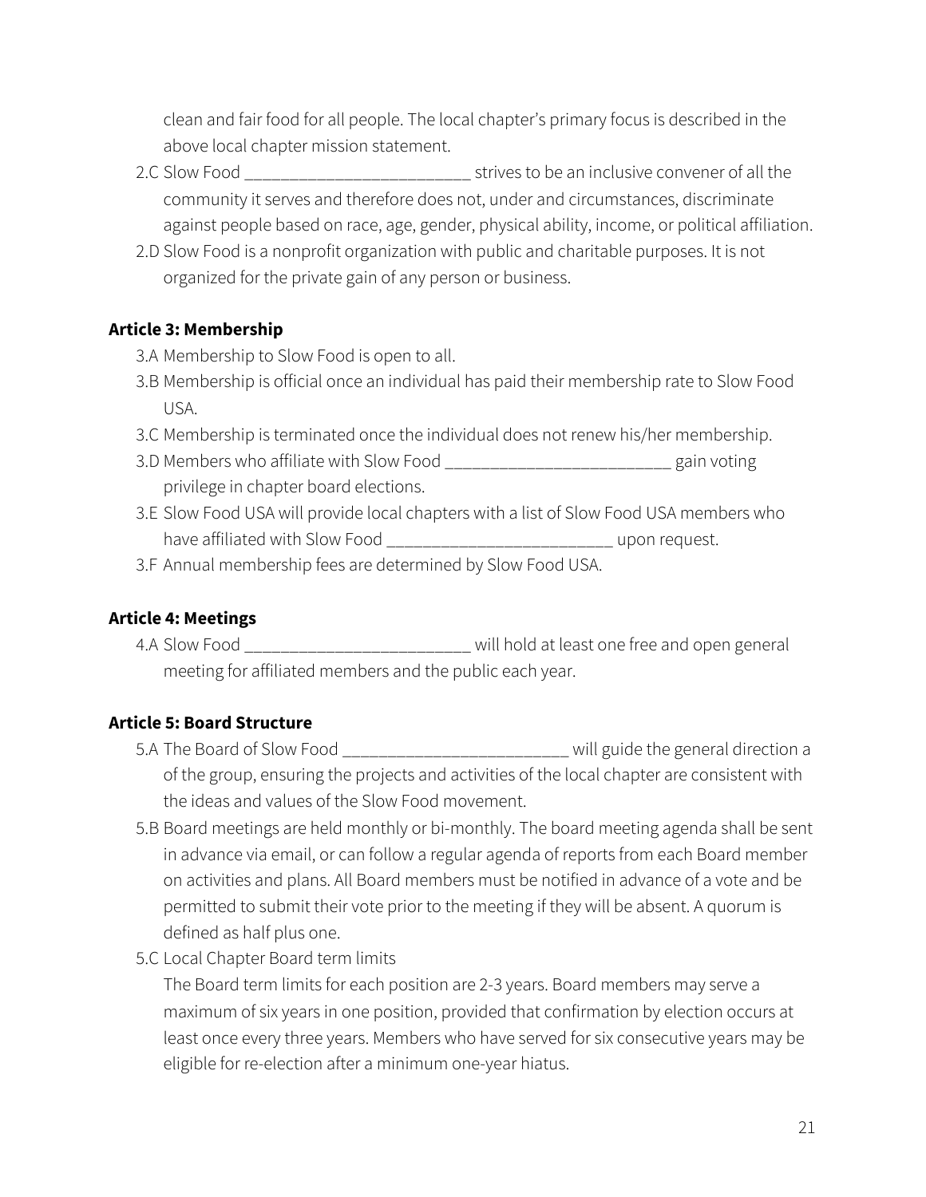clean and fair food for all people. The local chapter's primary focus is described in the above local chapter mission statement.

2.C Slow Food _________________________ strives to be an inclusive convener of all the community it serves and therefore does not, under and circumstances, discriminate against people based on race, age, gender, physical ability, income, or political affiliation.

2.D Slow Food is a nonprofit organization with public and charitable purposes. It is not organized for the private gain of any person or business.

**Article 3: Membership**

3.A Membership to Slow Food is open to all.

3.B Membership is official once an individual has paid their membership rate to Slow Food USA.

3.C Membership is terminated once the individual does not renew his/her membership.

3.D Members who affiliate with Slow Food _________________________ gain voting privilege in chapter board elections.

3.E Slow Food USA will provide local chapters with a list of Slow Food USA members who have affiliated with Slow Food _________________________ upon request.

3.F Annual membership fees are determined by Slow Food USA.

**Article 4: Meetings**

4.A Slow Food _________________________ will hold at least one free and open general meeting for affiliated members and the public each year.

**Article 5: Board Structure**

5.A The Board of Slow Food _________________________ will guide the general direction a of the group, ensuring the projects and activities of the local chapter are consistent with the ideas and values of the Slow Food movement.

5.B Board meetings are held monthly or bi-monthly. The board meeting agenda shall be sent in advance via email, or can follow a regular agenda of reports from each Board member on activities and plans. All Board members must be notified in advance of a vote and be permitted to submit their vote prior to the meeting if they will be absent. A quorum is defined as half plus one.

5.C Local Chapter Board term limits

The Board term limits for each position are 2-3 years. Board members may serve a maximum of six years in one position, provided that confirmation by election occurs at least once every three years. Members who have served for six consecutive years may be eligible for re-election after a minimum one-year hiatus.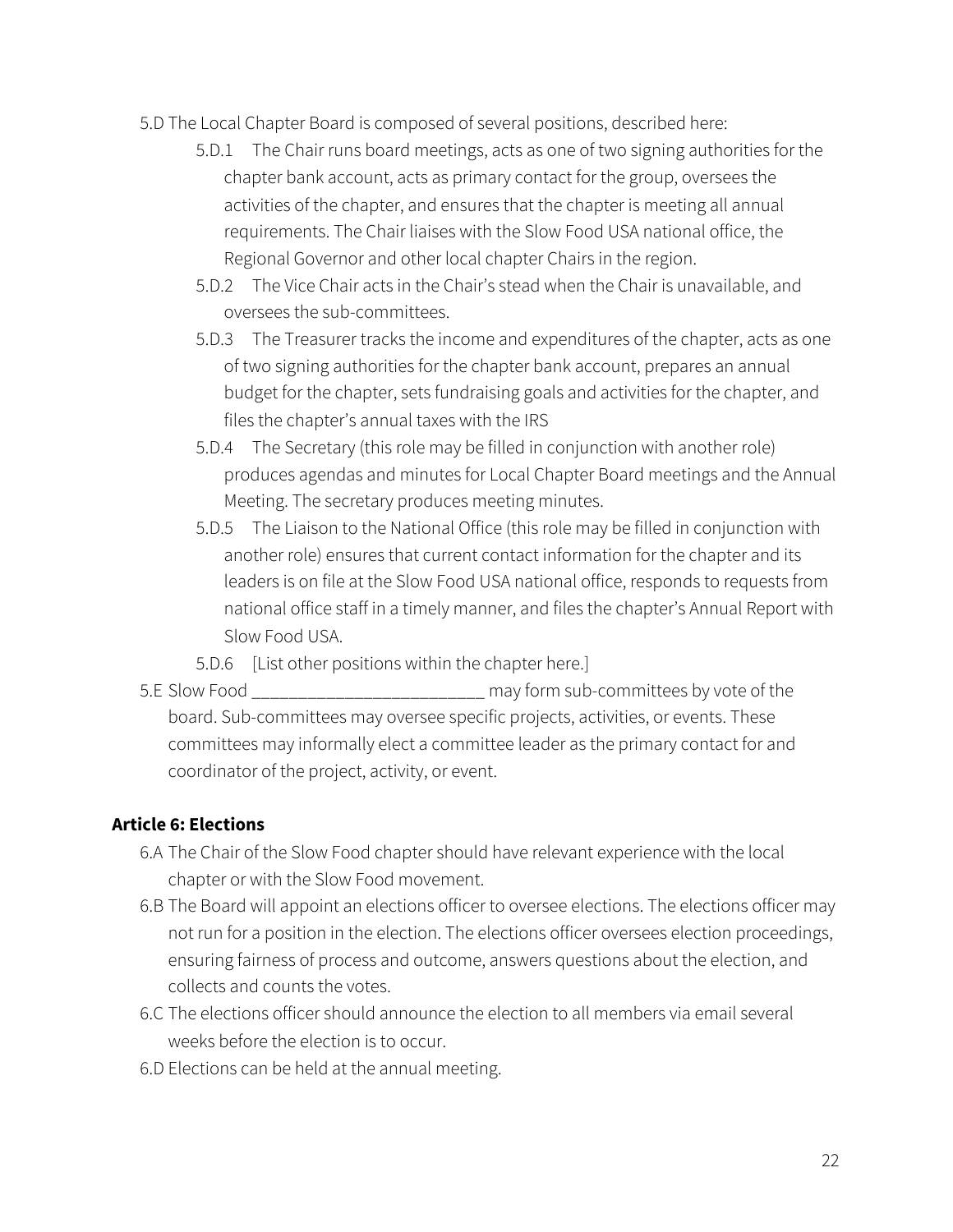5.D The Local Chapter Board is composed of several positions, described here:

- 5.D.1 The Chair runs board meetings, acts as one of two signing authorities for the chapter bank account, acts as primary contact for the group, oversees the activities of the chapter, and ensures that the chapter is meeting all annual requirements. The Chair liaises with the Slow Food USA national office, the Regional Governor and other local chapter Chairs in the region.
- 5.D.2 The Vice Chair acts in the Chair's stead when the Chair is unavailable, and oversees the sub-committees.
- 5.D.3 The Treasurer tracks the income and expenditures of the chapter, acts as one of two signing authorities for the chapter bank account, prepares an annual budget for the chapter, sets fundraising goals and activities for the chapter, and files the chapter's annual taxes with the IRS
- 5.D.4 The Secretary (this role may be filled in conjunction with another role) produces agendas and minutes for Local Chapter Board meetings and the Annual Meeting. The secretary produces meeting minutes.
- 5.D.5 The Liaison to the National Office (this role may be filled in conjunction with another role) ensures that current contact information for the chapter and its leaders is on file at the Slow Food USA national office, responds to requests from national office staff in a timely manner, and files the chapter's Annual Report with Slow Food USA.
- 5.D.6 [List other positions within the chapter here.]

5.E Slow Food _________________________ may form sub-committees by vote of the board. Sub-committees may oversee specific projects, activities, or events. These committees may informally elect a committee leader as the primary contact for and coordinator of the project, activity, or event.

**Article 6: Elections**

6.A The Chair of the Slow Food chapter should have relevant experience with the local chapter or with the Slow Food movement.

6.B The Board will appoint an elections officer to oversee elections. The elections officer may not run for a position in the election. The elections officer oversees election proceedings, ensuring fairness of process and outcome, answers questions about the election, and collects and counts the votes.

6.C The elections officer should announce the election to all members via email several weeks before the election is to occur.

6.D Elections can be held at the annual meeting.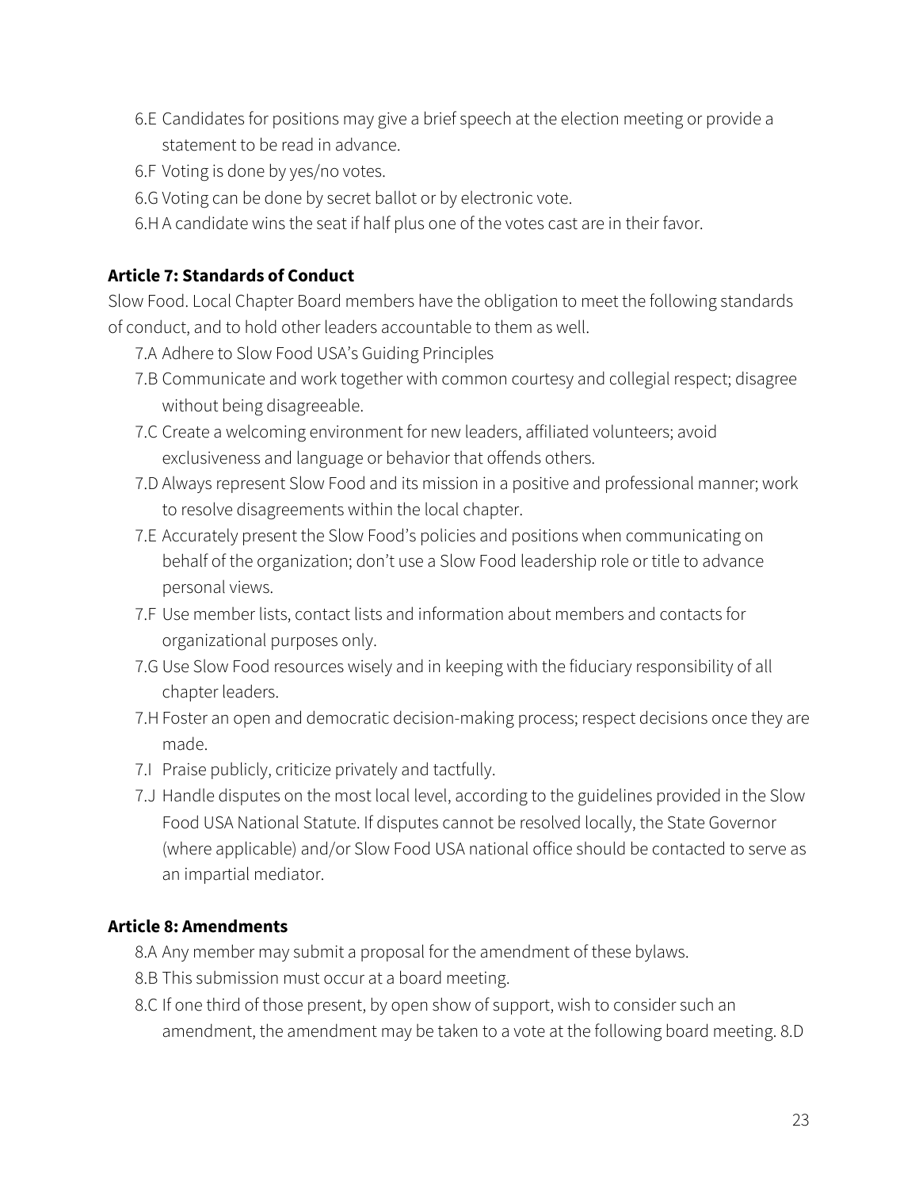- 6.E Candidates for positions may give a brief speech at the election meeting or provide a statement to be read in advance.
- 6.F Voting is done by yes/no votes.
- 6.G Voting can be done by secret ballot or by electronic vote.
- 6.H A candidate wins the seat if half plus one of the votes cast are in their favor.

**Article 7: Standards of Conduct**

Slow Food. Local Chapter Board members have the obligation to meet the following standards of conduct, and to hold other leaders accountable to them as well.

- 7.A Adhere to Slow Food USA's Guiding Principles
- 7.B Communicate and work together with common courtesy and collegial respect; disagree without being disagreeable.
- 7.C Create a welcoming environment for new leaders, affiliated volunteers; avoid exclusiveness and language or behavior that offends others.
- 7.D Always represent Slow Food and its mission in a positive and professional manner; work to resolve disagreements within the local chapter.
- 7.E Accurately present the Slow Food's policies and positions when communicating on behalf of the organization; don't use a Slow Food leadership role or title to advance personal views.
- 7.F Use member lists, contact lists and information about members and contacts for organizational purposes only.
- 7.G Use Slow Food resources wisely and in keeping with the fiduciary responsibility of all chapter leaders.
- 7.H Foster an open and democratic decision-making process; respect decisions once they are made.
- 7.I Praise publicly, criticize privately and tactfully.
- 7.J Handle disputes on the most local level, according to the guidelines provided in the Slow Food USA National Statute. If disputes cannot be resolved locally, the State Governor (where applicable) and/or Slow Food USA national office should be contacted to serve as an impartial mediator.

**Article 8: Amendments**

- 8.A Any member may submit a proposal for the amendment of these bylaws.
- 8.B This submission must occur at a board meeting.
- 8.C If one third of those present, by open show of support, wish to consider such an amendment, the amendment may be taken to a vote at the following board meeting. 8.D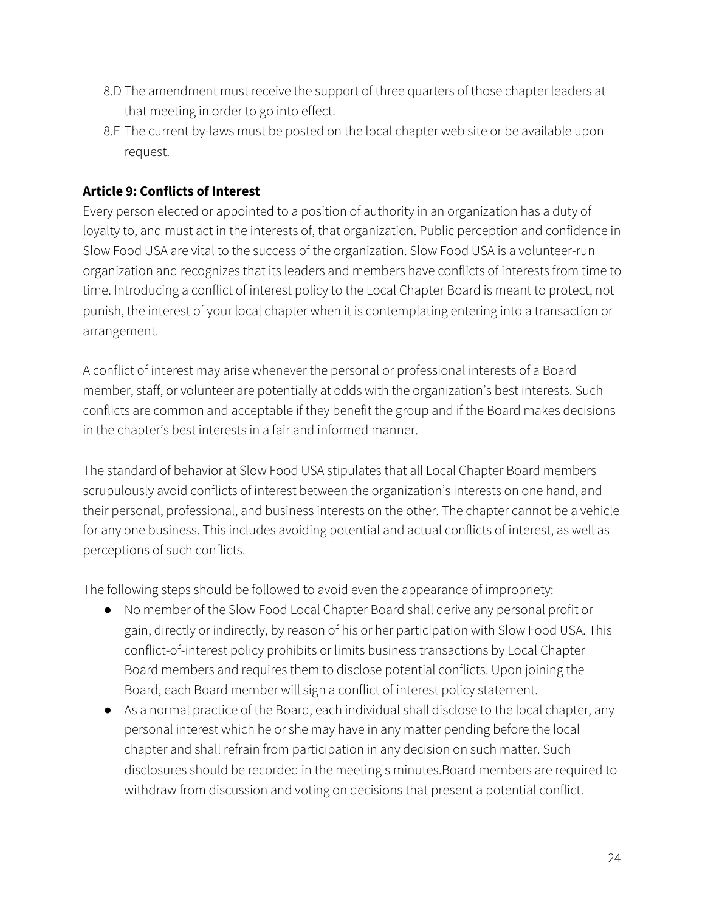8.D The amendment must receive the support of three quarters of those chapter leaders at that meeting in order to go into effect.

8.E The current by-laws must be posted on the local chapter web site or be available upon request.

### Article 9: Conflicts of Interest

Every person elected or appointed to a position of authority in an organization has a duty of loyalty to, and must act in the interests of, that organization. Public perception and confidence in Slow Food USA are vital to the success of the organization. Slow Food USA is a volunteer-run organization and recognizes that its leaders and members have conflicts of interests from time to time. Introducing a conflict of interest policy to the Local Chapter Board is meant to protect, not punish, the interest of your local chapter when it is contemplating entering into a transaction or arrangement.

A conflict of interest may arise whenever the personal or professional interests of a Board member, staff, or volunteer are potentially at odds with the organization's best interests. Such conflicts are common and acceptable if they benefit the group and if the Board makes decisions in the chapter's best interests in a fair and informed manner.

The standard of behavior at Slow Food USA stipulates that all Local Chapter Board members scrupulously avoid conflicts of interest between the organization's interests on one hand, and their personal, professional, and business interests on the other. The chapter cannot be a vehicle for any one business. This includes avoiding potential and actual conflicts of interest, as well as perceptions of such conflicts.

The following steps should be followed to avoid even the appearance of impropriety:

- No member of the Slow Food Local Chapter Board shall derive any personal profit or gain, directly or indirectly, by reason of his or her participation with Slow Food USA. This conflict-of-interest policy prohibits or limits business transactions by Local Chapter Board members and requires them to disclose potential conflicts. Upon joining the Board, each Board member will sign a conflict of interest policy statement.
- As a normal practice of the Board, each individual shall disclose to the local chapter, any personal interest which he or she may have in any matter pending before the local chapter and shall refrain from participation in any decision on such matter. Such disclosures should be recorded in the meeting's minutes.Board members are required to withdraw from discussion and voting on decisions that present a potential conflict.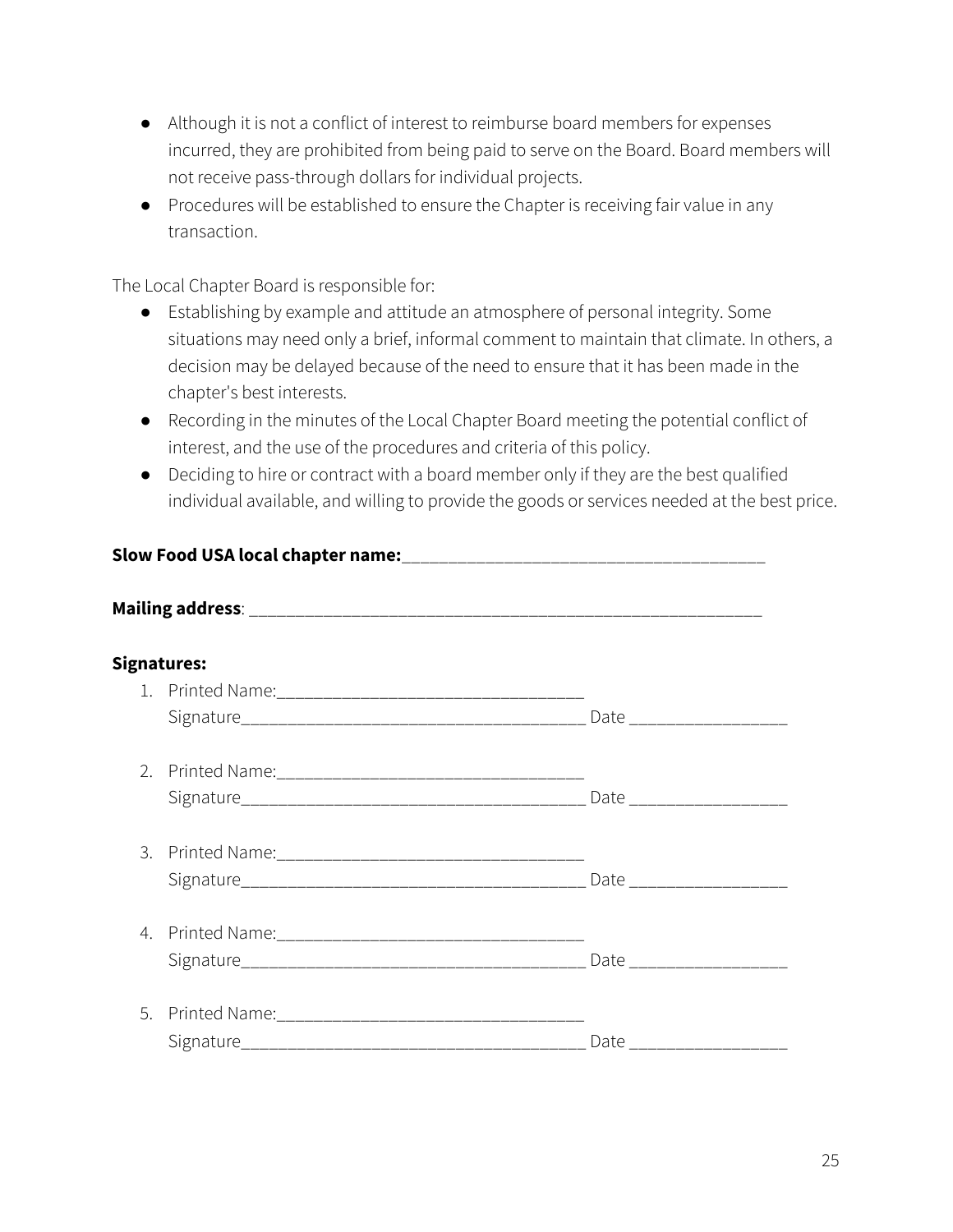- Although it is not a conflict of interest to reimburse board members for expenses incurred, they are prohibited from being paid to serve on the Board. Board members will not receive pass-through dollars for individual projects.
- Procedures will be established to ensure the Chapter is receiving fair value in any transaction.

The Local Chapter Board is responsible for:

- Establishing by example and attitude an atmosphere of personal integrity. Some situations may need only a brief, informal comment to maintain that climate. In others, a decision may be delayed because of the need to ensure that it has been made in the chapter's best interests.
- Recording in the minutes of the Local Chapter Board meeting the potential conflict of interest, and the use of the procedures and criteria of this policy.
- Deciding to hire or contract with a board member only if they are the best qualified individual available, and willing to provide the goods or services needed at the best price.

**Slow Food USA local chapter name:**_______________________________________

**Mailing address**: _______________________________________________________

**Signatures:**

1. Printed Name:_________________________________
   Signature_____________________________________ Date ________________

2. Printed Name:_________________________________
   Signature_____________________________________ Date ________________

3. Printed Name:_________________________________
   Signature_____________________________________ Date ________________

4. Printed Name:_________________________________
   Signature_____________________________________ Date ________________

5. Printed Name:_________________________________
   Signature_____________________________________ Date ________________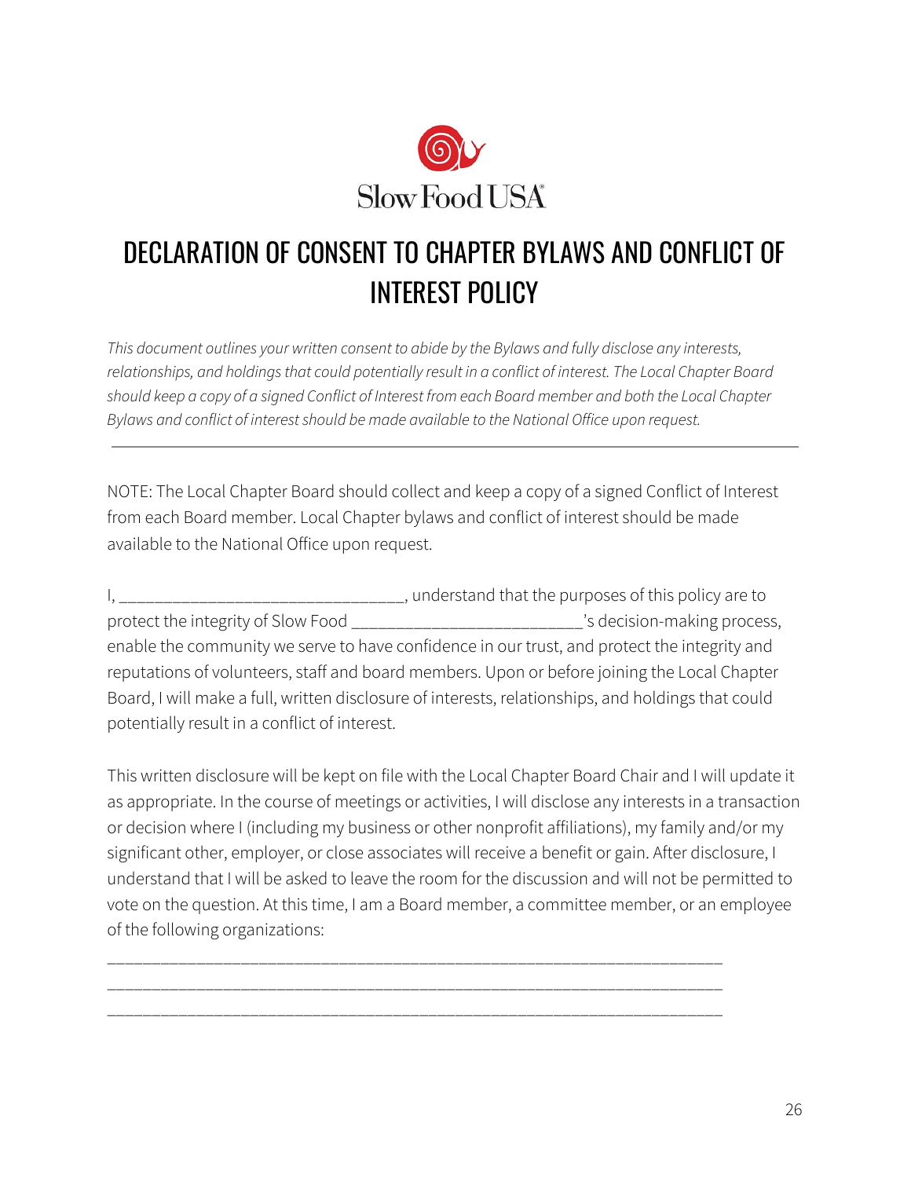Slow Food USA

# DECLARATION OF CONSENT TO CHAPTER BYLAWS AND CONFLICT OF INTEREST POLICY

*This document outlines your written consent to abide by the Bylaws and fully disclose any interests, relationships, and holdings that could potentially result in a conflict of interest. The Local Chapter Board should keep a copy of a signed Conflict of Interest from each Board member and both the Local Chapter Bylaws and conflict of interest should be made available to the National Office upon request.*

---

NOTE: The Local Chapter Board should collect and keep a copy of a signed Conflict of Interest from each Board member. Local Chapter bylaws and conflict of interest should be made available to the National Office upon request.

I, ________________________________, understand that the purposes of this policy are to protect the integrity of Slow Food __________________________'s decision-making process, enable the community we serve to have confidence in our trust, and protect the integrity and reputations of volunteers, staff and board members. Upon or before joining the Local Chapter Board, I will make a full, written disclosure of interests, relationships, and holdings that could potentially result in a conflict of interest.

This written disclosure will be kept on file with the Local Chapter Board Chair and I will update it as appropriate. In the course of meetings or activities, I will disclose any interests in a transaction or decision where I (including my business or other nonprofit affiliations), my family and/or my significant other, employer, or close associates will receive a benefit or gain. After disclosure, I understand that I will be asked to leave the room for the discussion and will not be permitted to vote on the question. At this time, I am a Board member, a committee member, or an employee of the following organizations:

______________________________________________________________________

______________________________________________________________________

______________________________________________________________________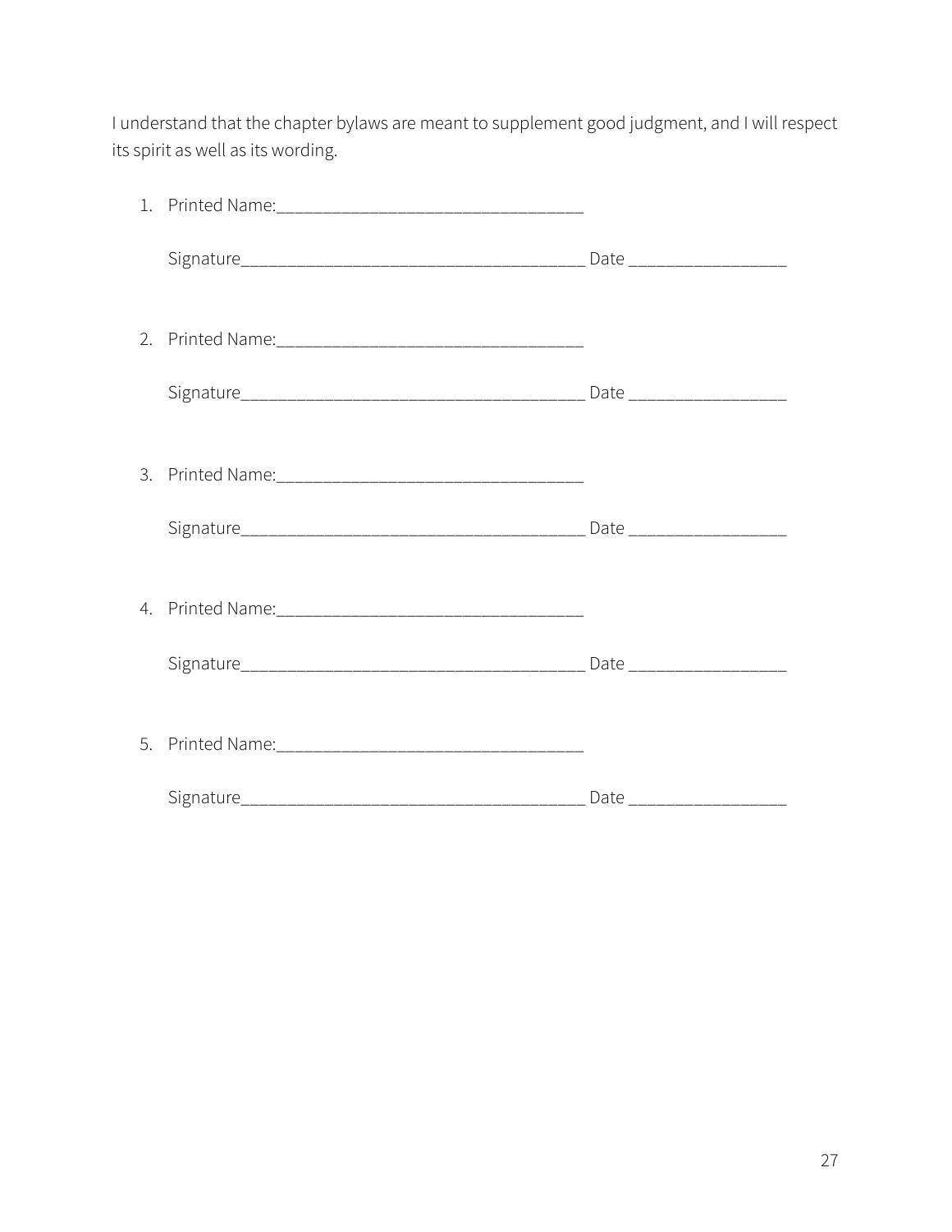I understand that the chapter bylaws are meant to supplement good judgment, and I will respect its spirit as well as its wording.

1. Printed Name:_________________________________

   Signature_____________________________________ Date ________________

2. Printed Name:_________________________________

   Signature_____________________________________ Date ________________

3. Printed Name:_________________________________

   Signature_____________________________________ Date ________________

4. Printed Name:_________________________________

   Signature_____________________________________ Date ________________

5. Printed Name:_________________________________

   Signature_____________________________________ Date ________________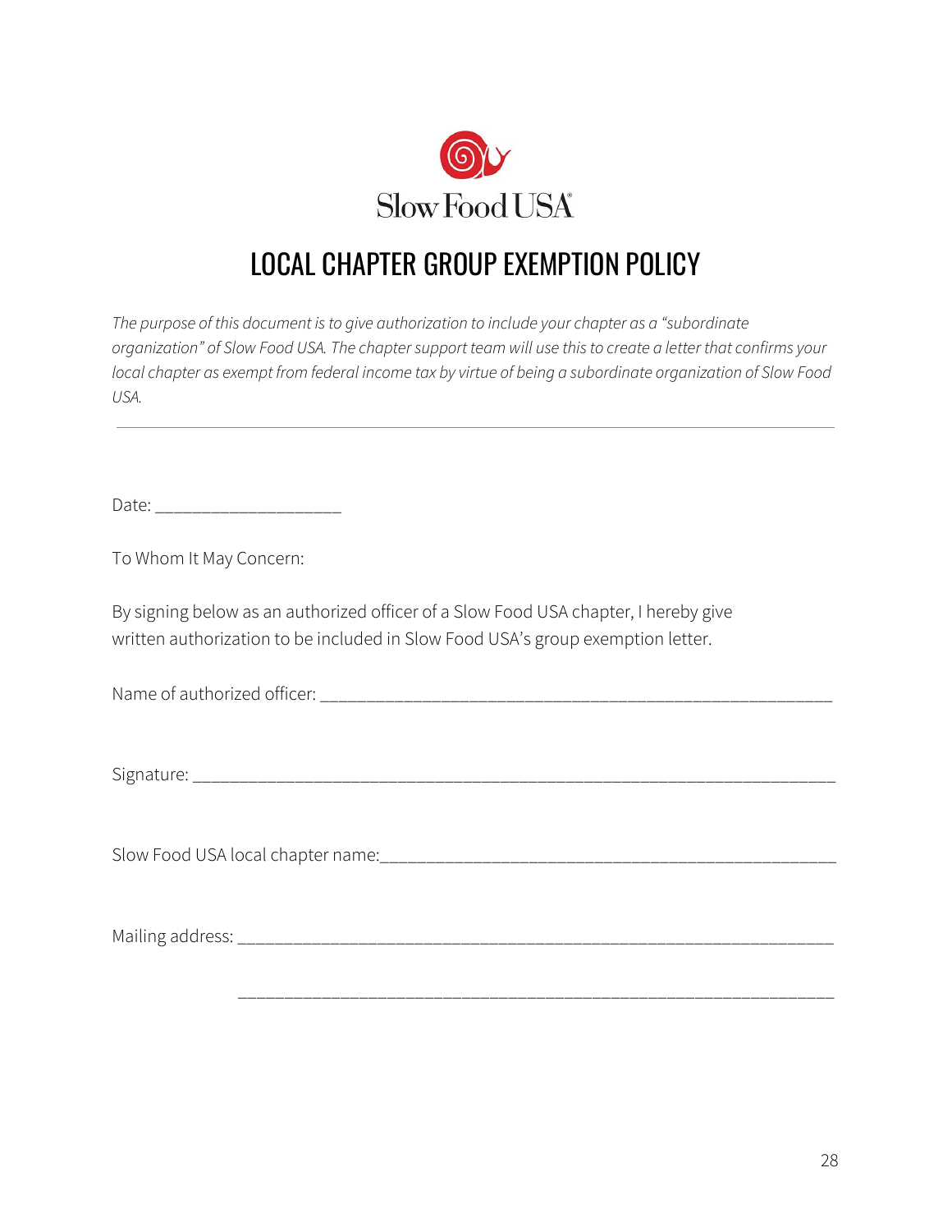Slow Food USA

# LOCAL CHAPTER GROUP EXEMPTION POLICY

*The purpose of this document is to give authorization to include your chapter as a "subordinate organization" of Slow Food USA. The chapter support team will use this to create a letter that confirms your local chapter as exempt from federal income tax by virtue of being a subordinate organization of Slow Food USA.*

---

Date: ____________________

To Whom It May Concern:

By signing below as an authorized officer of a Slow Food USA chapter, I hereby give written authorization to be included in Slow Food USA's group exemption letter.

Name of authorized officer: ________________________________________________________

Signature: ______________________________________________________________________

Slow Food USA local chapter name:______________________________________________

Mailing address: ________________________________________________________________

________________________________________________________________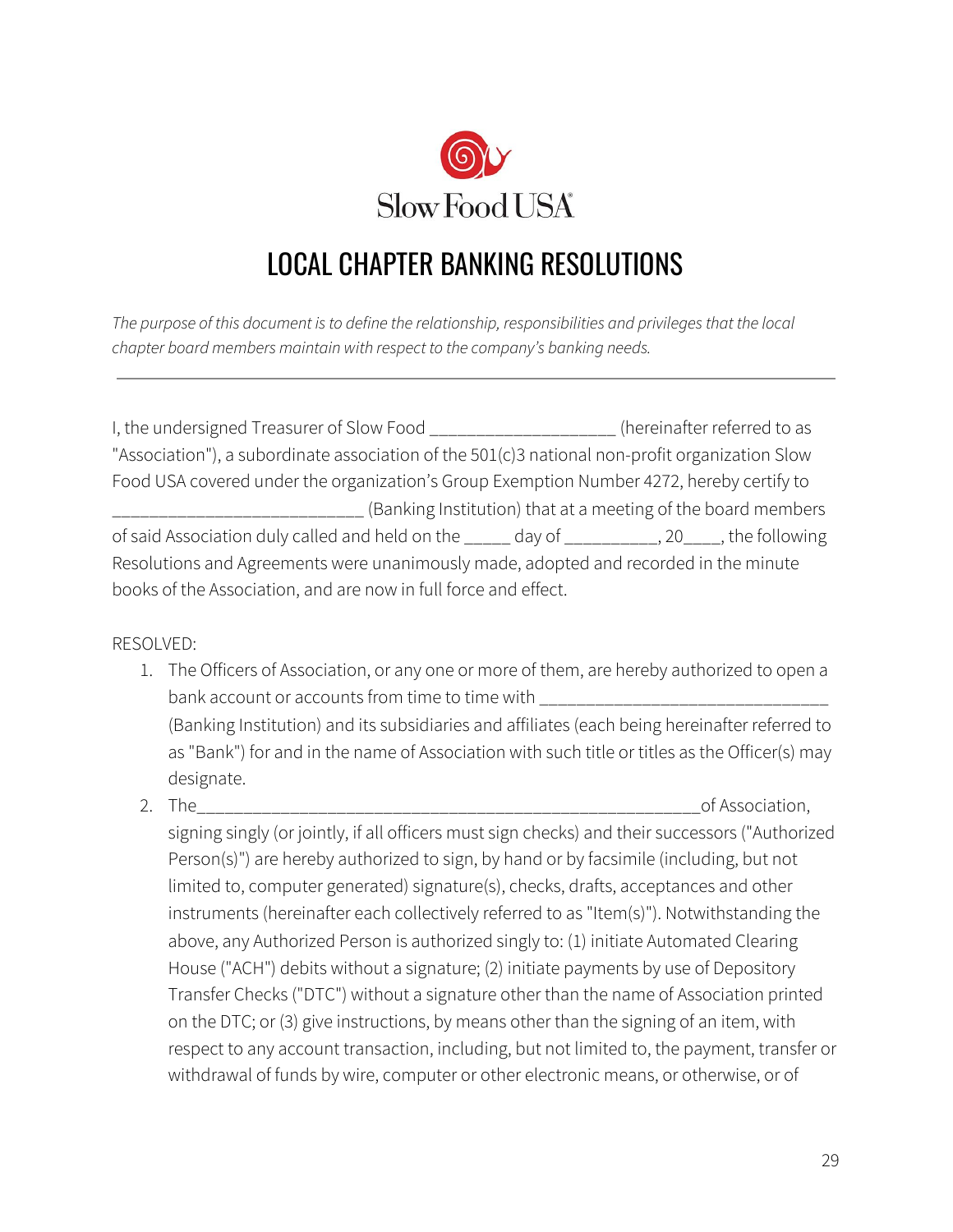Slow Food USA®

# LOCAL CHAPTER BANKING RESOLUTIONS

*The purpose of this document is to define the relationship, responsibilities and privileges that the local chapter board members maintain with respect to the company's banking needs.*

---

I, the undersigned Treasurer of Slow Food ___________________ (hereinafter referred to as "Association"), a subordinate association of the 501(c)3 national non-profit organization Slow Food USA covered under the organization's Group Exemption Number 4272, hereby certify to __________________________ (Banking Institution) that at a meeting of the board members of said Association duly called and held on the _____ day of __________, 20____, the following Resolutions and Agreements were unanimously made, adopted and recorded in the minute books of the Association, and are now in full force and effect.

RESOLVED:

1. The Officers of Association, or any one or more of them, are hereby authorized to open a bank account or accounts from time to time with ______________________________ (Banking Institution) and its subsidiaries and affiliates (each being hereinafter referred to as "Bank") for and in the name of Association with such title or titles as the Officer(s) may designate.
2. The_____________________________________________________of Association, signing singly (or jointly, if all officers must sign checks) and their successors ("Authorized Person(s)") are hereby authorized to sign, by hand or by facsimile (including, but not limited to, computer generated) signature(s), checks, drafts, acceptances and other instruments (hereinafter each collectively referred to as "Item(s)"). Notwithstanding the above, any Authorized Person is authorized singly to: (1) initiate Automated Clearing House ("ACH") debits without a signature; (2) initiate payments by use of Depository Transfer Checks ("DTC") without a signature other than the name of Association printed on the DTC; or (3) give instructions, by means other than the signing of an item, with respect to any account transaction, including, but not limited to, the payment, transfer or withdrawal of funds by wire, computer or other electronic means, or otherwise, or of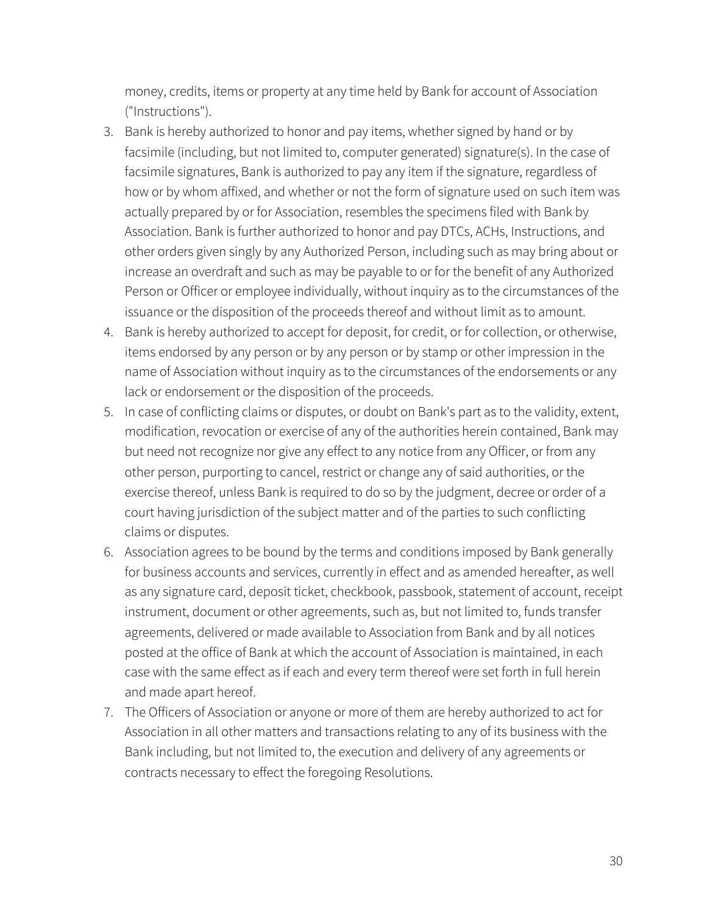money, credits, items or property at any time held by Bank for account of Association ("Instructions").

3. Bank is hereby authorized to honor and pay items, whether signed by hand or by facsimile (including, but not limited to, computer generated) signature(s). In the case of facsimile signatures, Bank is authorized to pay any item if the signature, regardless of how or by whom affixed, and whether or not the form of signature used on such item was actually prepared by or for Association, resembles the specimens filed with Bank by Association. Bank is further authorized to honor and pay DTCs, ACHs, Instructions, and other orders given singly by any Authorized Person, including such as may bring about or increase an overdraft and such as may be payable to or for the benefit of any Authorized Person or Officer or employee individually, without inquiry as to the circumstances of the issuance or the disposition of the proceeds thereof and without limit as to amount.
4. Bank is hereby authorized to accept for deposit, for credit, or for collection, or otherwise, items endorsed by any person or by any person or by stamp or other impression in the name of Association without inquiry as to the circumstances of the endorsements or any lack or endorsement or the disposition of the proceeds.
5. In case of conflicting claims or disputes, or doubt on Bank's part as to the validity, extent, modification, revocation or exercise of any of the authorities herein contained, Bank may but need not recognize nor give any effect to any notice from any Officer, or from any other person, purporting to cancel, restrict or change any of said authorities, or the exercise thereof, unless Bank is required to do so by the judgment, decree or order of a court having jurisdiction of the subject matter and of the parties to such conflicting claims or disputes.
6. Association agrees to be bound by the terms and conditions imposed by Bank generally for business accounts and services, currently in effect and as amended hereafter, as well as any signature card, deposit ticket, checkbook, passbook, statement of account, receipt instrument, document or other agreements, such as, but not limited to, funds transfer agreements, delivered or made available to Association from Bank and by all notices posted at the office of Bank at which the account of Association is maintained, in each case with the same effect as if each and every term thereof were set forth in full herein and made apart hereof.
7. The Officers of Association or anyone or more of them are hereby authorized to act for Association in all other matters and transactions relating to any of its business with the Bank including, but not limited to, the execution and delivery of any agreements or contracts necessary to effect the foregoing Resolutions.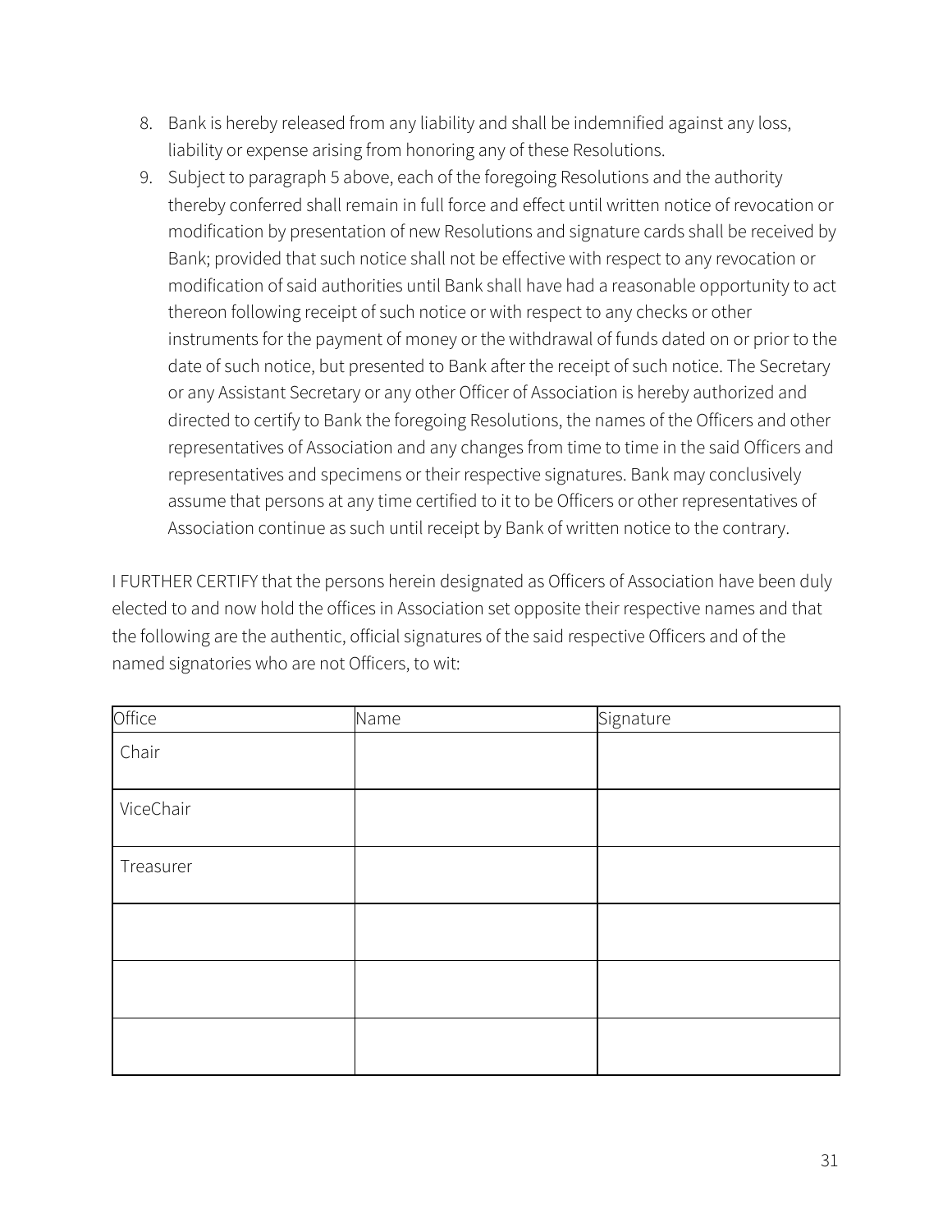8. Bank is hereby released from any liability and shall be indemnified against any loss, liability or expense arising from honoring any of these Resolutions.
9. Subject to paragraph 5 above, each of the foregoing Resolutions and the authority thereby conferred shall remain in full force and effect until written notice of revocation or modification by presentation of new Resolutions and signature cards shall be received by Bank; provided that such notice shall not be effective with respect to any revocation or modification of said authorities until Bank shall have had a reasonable opportunity to act thereon following receipt of such notice or with respect to any checks or other instruments for the payment of money or the withdrawal of funds dated on or prior to the date of such notice, but presented to Bank after the receipt of such notice. The Secretary or any Assistant Secretary or any other Officer of Association is hereby authorized and directed to certify to Bank the foregoing Resolutions, the names of the Officers and other representatives of Association and any changes from time to time in the said Officers and representatives and specimens or their respective signatures. Bank may conclusively assume that persons at any time certified to it to be Officers or other representatives of Association continue as such until receipt by Bank of written notice to the contrary.

I FURTHER CERTIFY that the persons herein designated as Officers of Association have been duly elected to and now hold the offices in Association set opposite their respective names and that the following are the authentic, official signatures of the said respective Officers and of the named signatories who are not Officers, to wit:

| Office | Name | Signature |
|---|---|---|
| Chair | | |
| ViceChair | | |
| Treasurer | | |
| | | |
| | | |
| | | |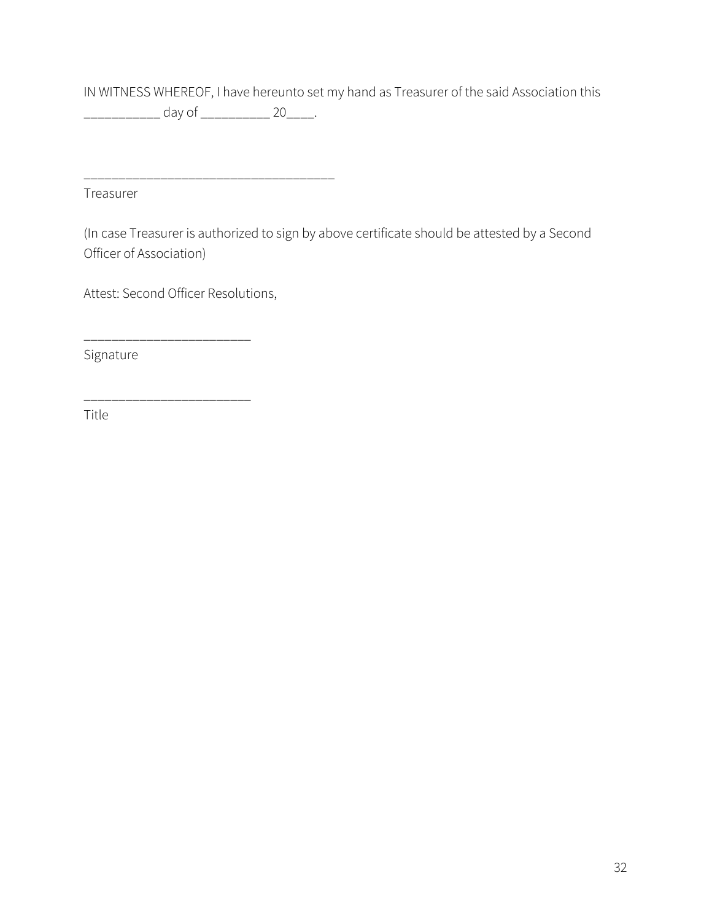IN WITNESS WHEREOF, I have hereunto set my hand as Treasurer of the said Association this ___________ day of __________ 20____.

____________________________________
Treasurer

(In case Treasurer is authorized to sign by above certificate should be attested by a Second Officer of Association)

Attest: Second Officer Resolutions,

________________________
Signature

________________________
Title